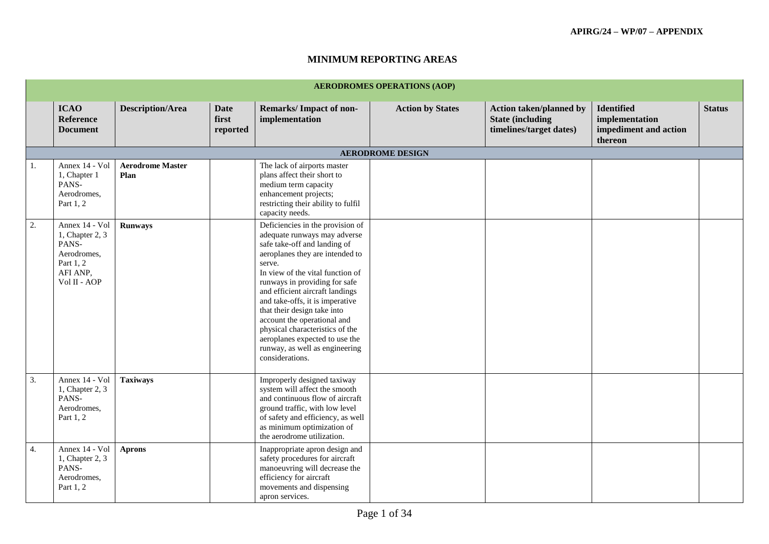# MINIMUM REPORTING AREAS

| | ICAO Reference Document | Description/Area | Date first reported | Remarks/ Impact of non-implementation | Action by States | Action taken/planned by State (including timelines/target dates) | Identified implementation impediment and action thereon | Status |
|---|---|---|---|---|---|---|---|---|
| **AERODROMES OPERATIONS (AOP)** | | | | | | | | |
| **AERODROME DESIGN** | | | | | | | | |
| 1. | Annex 14 - Vol 1, Chapter 1 PANS-Aerodromes, Part 1, 2 | **Aerodrome Master Plan** | | The lack of airports master plans affect their short to medium term capacity enhancement projects; restricting their ability to fulfil capacity needs. | | | | |
| 2. | Annex 14 - Vol 1, Chapter 2, 3 PANS-Aerodromes, Part 1, 2 AFI ANP, Vol II - AOP | **Runways** | | Deficiencies in the provision of adequate runways may adverse safe take-off and landing of aeroplanes they are intended to serve. In view of the vital function of runways in providing for safe and efficient aircraft landings and take-offs, it is imperative that their design take into account the operational and physical characteristics of the aeroplanes expected to use the runway, as well as engineering considerations. | | | | |
| 3. | Annex 14 - Vol 1, Chapter 2, 3 PANS-Aerodromes, Part 1, 2 | **Taxiways** | | Improperly designed taxiway system will affect the smooth and continuous flow of aircraft ground traffic, with low level of safety and efficiency, as well as minimum optimization of the aerodrome utilization. | | | | |
| 4. | Annex 14 - Vol 1, Chapter 2, 3 PANS-Aerodromes, Part 1, 2 | **Aprons** | | Inappropriate apron design and safety procedures for aircraft manoeuvring will decrease the efficiency for aircraft movements and dispensing apron services. | | | | |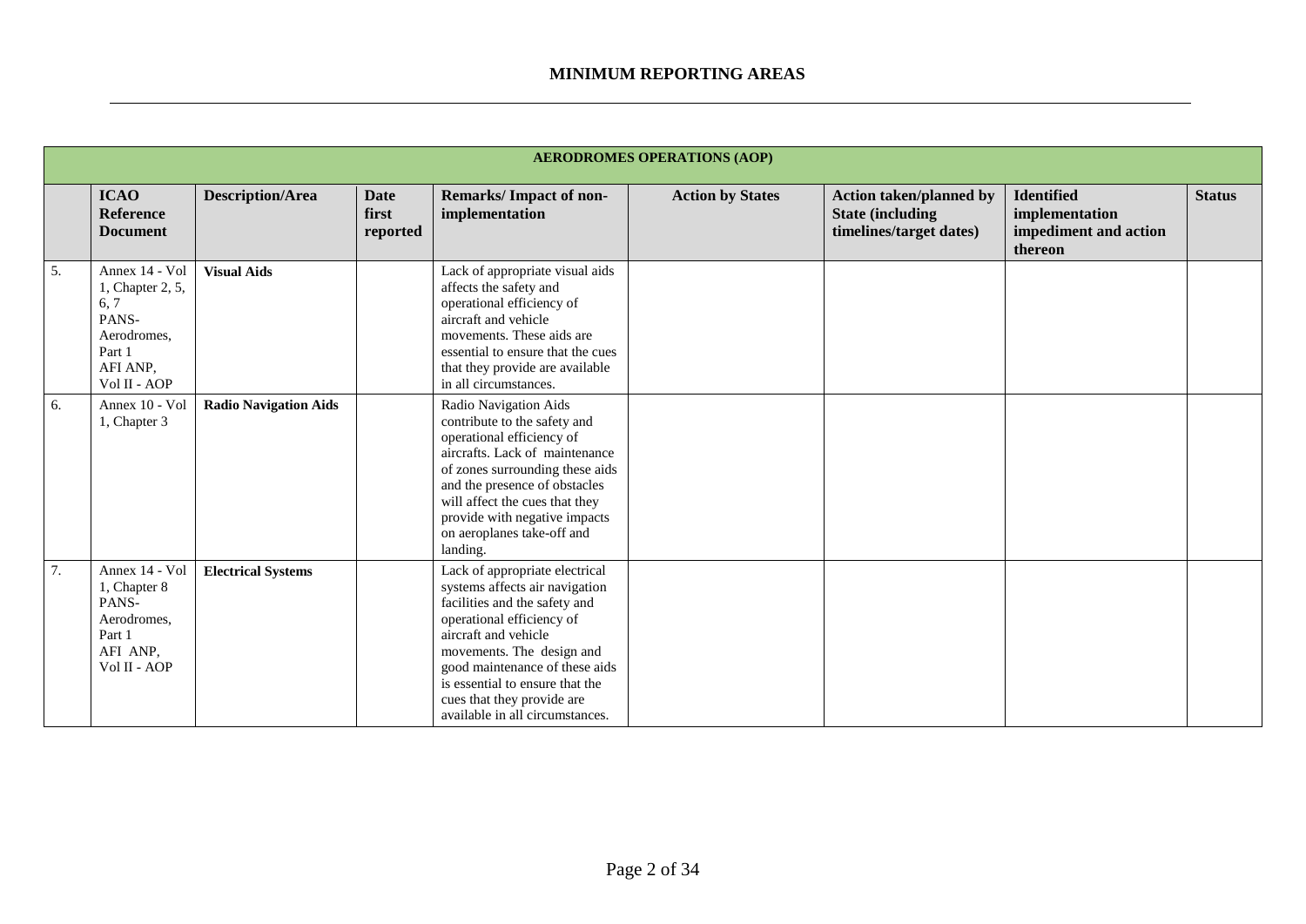## MINIMUM REPORTING AREAS

| AERODROMES OPERATIONS (AOP) | | | | | | | | |
|---|---|---|---|---|---|---|---|---|
| | **ICAO Reference Document** | **Description/Area** | **Date first reported** | **Remarks/ Impact of non-implementation** | **Action by States** | **Action taken/planned by State (including timelines/target dates)** | **Identified implementation impediment and action thereon** | **Status** |
| 5. | Annex 14 - Vol 1, Chapter 2, 5, 6, 7 PANS-Aerodromes, Part 1 AFI ANP, Vol II - AOP | **Visual Aids** | | Lack of appropriate visual aids affects the safety and operational efficiency of aircraft and vehicle movements. These aids are essential to ensure that the cues that they provide are available in all circumstances. | | | | |
| 6. | Annex 10 - Vol 1, Chapter 3 | **Radio Navigation Aids** | | Radio Navigation Aids contribute to the safety and operational efficiency of aircrafts. Lack of maintenance of zones surrounding these aids and the presence of obstacles will affect the cues that they provide with negative impacts on aeroplanes take-off and landing. | | | | |
| 7. | Annex 14 - Vol 1, Chapter 8 PANS-Aerodromes, Part 1 AFI ANP, Vol II - AOP | **Electrical Systems** | | Lack of appropriate electrical systems affects air navigation facilities and the safety and operational efficiency of aircraft and vehicle movements. The design and good maintenance of these aids is essential to ensure that the cues that they provide are available in all circumstances. | | | | |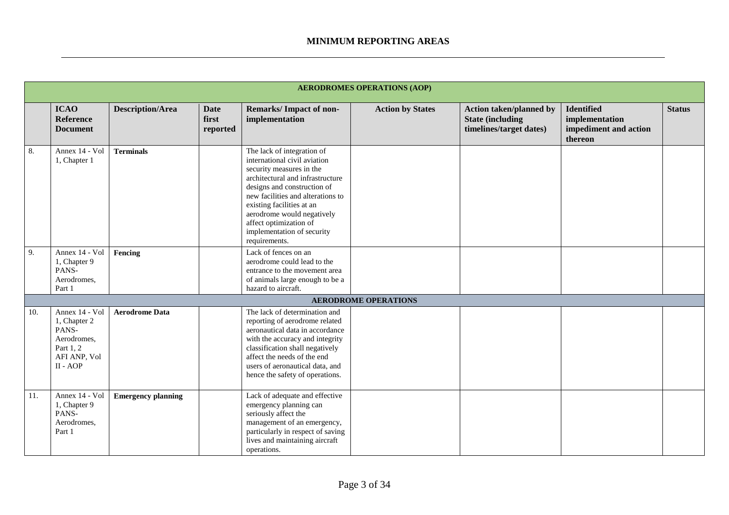## MINIMUM REPORTING AREAS

| | ICAO Reference Document | Description/Area | Date first reported | Remarks/ Impact of non-implementation | Action by States | Action taken/planned by State (including timelines/target dates) | Identified implementation impediment and action thereon | Status |
|---|---|---|---|---|---|---|---|---|
| **AERODROMES OPERATIONS (AOP)** | | | | | | | | |
| 8. | Annex 14 - Vol 1, Chapter 1 | **Terminals** | | The lack of integration of international civil aviation security measures in the architectural and infrastructure designs and construction of new facilities and alterations to existing facilities at an aerodrome would negatively affect optimization of implementation of security requirements. | | | | |
| 9. | Annex 14 - Vol 1, Chapter 9 PANS-Aerodromes, Part 1 | **Fencing** | | Lack of fences on an aerodrome could lead to the entrance to the movement area of animals large enough to be a hazard to aircraft. | | | | |
| **AERODROME OPERATIONS** | | | | | | | | |
| 10. | Annex 14 - Vol 1, Chapter 2 PANS-Aerodromes, Part 1, 2 AFI ANP, Vol II - AOP | **Aerodrome Data** | | The lack of determination and reporting of aerodrome related aeronautical data in accordance with the accuracy and integrity classification shall negatively affect the needs of the end users of aeronautical data, and hence the safety of operations. | | | | |
| 11. | Annex 14 - Vol 1, Chapter 9 PANS-Aerodromes, Part 1 | **Emergency planning** | | Lack of adequate and effective emergency planning can seriously affect the management of an emergency, particularly in respect of saving lives and maintaining aircraft operations. | | | | |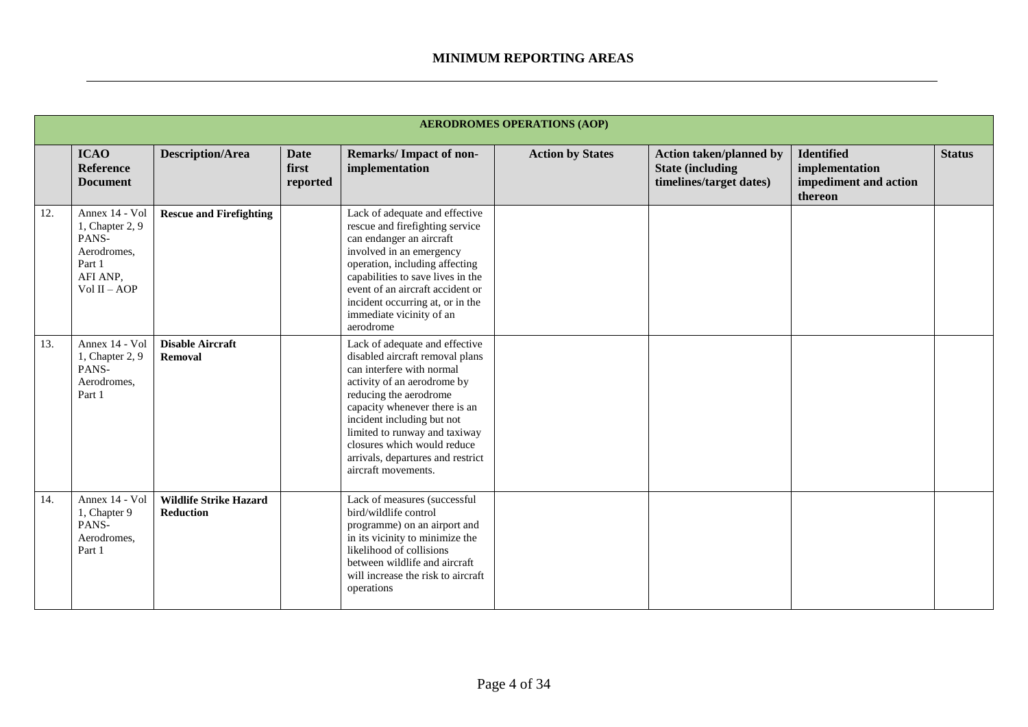# MINIMUM REPORTING AREAS

| AERODROMES OPERATIONS (AOP) | | | | | | | | |
|---|---|---|---|---|---|---|---|---|
| | **ICAO Reference Document** | **Description/Area** | **Date first reported** | **Remarks/ Impact of non-implementation** | **Action by States** | **Action taken/planned by State (including timelines/target dates)** | **Identified implementation impediment and action thereon** | **Status** |
| 12. | Annex 14 - Vol 1, Chapter 2, 9 PANS-Aerodromes, Part 1 AFI ANP, Vol II – AOP | **Rescue and Firefighting** | | Lack of adequate and effective rescue and firefighting service can endanger an aircraft involved in an emergency operation, including affecting capabilities to save lives in the event of an aircraft accident or incident occurring at, or in the immediate vicinity of an aerodrome | | | | |
| 13. | Annex 14 - Vol 1, Chapter 2, 9 PANS-Aerodromes, Part 1 | **Disable Aircraft Removal** | | Lack of adequate and effective disabled aircraft removal plans can interfere with normal activity of an aerodrome by reducing the aerodrome capacity whenever there is an incident including but not limited to runway and taxiway closures which would reduce arrivals, departures and restrict aircraft movements. | | | | |
| 14. | Annex 14 - Vol 1, Chapter 9 PANS-Aerodromes, Part 1 | **Wildlife Strike Hazard Reduction** | | Lack of measures (successful bird/wildlife control programme) on an airport and in its vicinity to minimize the likelihood of collisions between wildlife and aircraft will increase the risk to aircraft operations | | | | |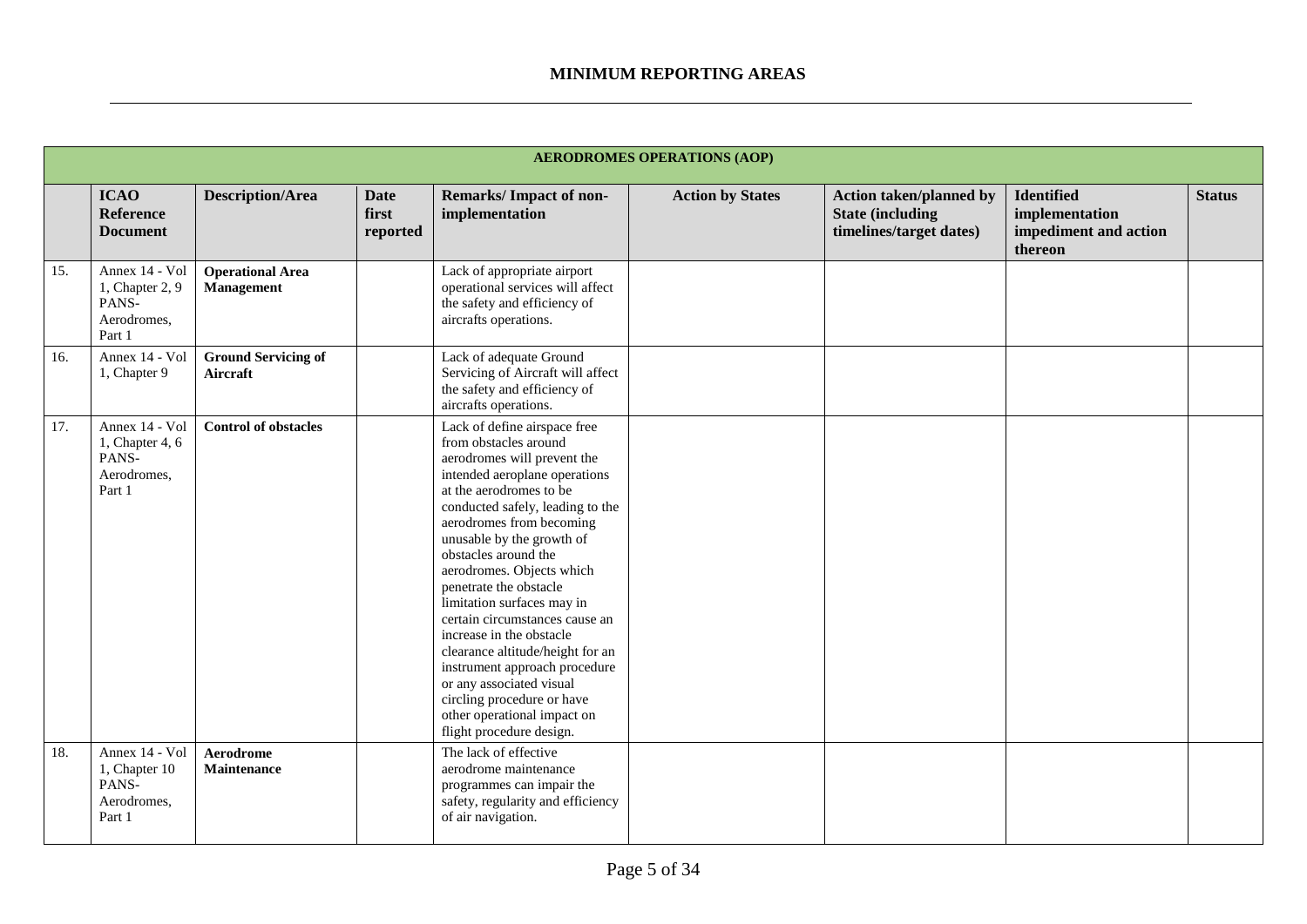## MINIMUM REPORTING AREAS

| AERODROMES OPERATIONS (AOP) | | | | | | | | |
|---|---|---|---|---|---|---|---|---|
| | **ICAO Reference Document** | **Description/Area** | **Date first reported** | **Remarks/ Impact of non-implementation** | **Action by States** | **Action taken/planned by State (including timelines/target dates)** | **Identified implementation impediment and action thereon** | **Status** |
| 15. | Annex 14 - Vol 1, Chapter 2, 9 PANS-Aerodromes, Part 1 | **Operational Area Management** | | Lack of appropriate airport operational services will affect the safety and efficiency of aircrafts operations. | | | | |
| 16. | Annex 14 - Vol 1, Chapter 9 | **Ground Servicing of Aircraft** | | Lack of adequate Ground Servicing of Aircraft will affect the safety and efficiency of aircrafts operations. | | | | |
| 17. | Annex 14 - Vol 1, Chapter 4, 6 PANS-Aerodromes, Part 1 | **Control of obstacles** | | Lack of define airspace free from obstacles around aerodromes will prevent the intended aeroplane operations at the aerodromes to be conducted safely, leading to the aerodromes from becoming unusable by the growth of obstacles around the aerodromes. Objects which penetrate the obstacle limitation surfaces may in certain circumstances cause an increase in the obstacle clearance altitude/height for an instrument approach procedure or any associated visual circling procedure or have other operational impact on flight procedure design. | | | | |
| 18. | Annex 14 - Vol 1, Chapter 10 PANS-Aerodromes, Part 1 | **Aerodrome Maintenance** | | The lack of effective aerodrome maintenance programmes can impair the safety, regularity and efficiency of air navigation. | | | | |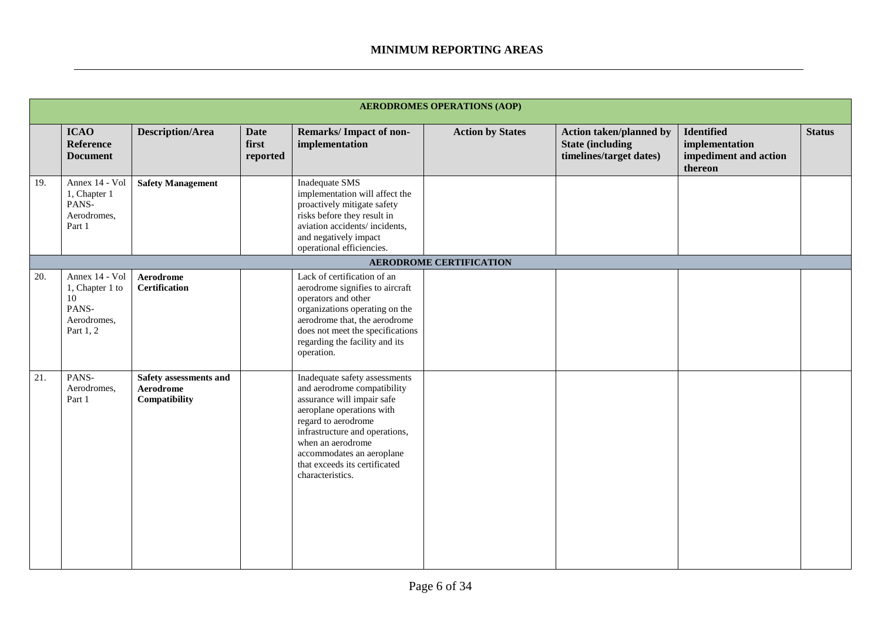## MINIMUM REPORTING AREAS

| AERODROMES OPERATIONS (AOP) | | | | | | | | |
|---|---|---|---|---|---|---|---|---|
| | **ICAO Reference Document** | **Description/Area** | **Date first reported** | **Remarks/ Impact of non-implementation** | **Action by States** | **Action taken/planned by State (including timelines/target dates)** | **Identified implementation impediment and action thereon** | **Status** |
| 19. | Annex 14 - Vol 1, Chapter 1 PANS-Aerodromes, Part 1 | **Safety Management** | | Inadequate SMS implementation will affect the proactively mitigate safety risks before they result in aviation accidents/ incidents, and negatively impact operational efficiencies. | | | | |
| **AERODROME CERTIFICATION** | | | | | | | | |
| 20. | Annex 14 - Vol 1, Chapter 1 to 10 PANS-Aerodromes, Part 1, 2 | **Aerodrome Certification** | | Lack of certification of an aerodrome signifies to aircraft operators and other organizations operating on the aerodrome that, the aerodrome does not meet the specifications regarding the facility and its operation. | | | | |
| 21. | PANS-Aerodromes, Part 1 | **Safety assessments and Aerodrome Compatibility** | | Inadequate safety assessments and aerodrome compatibility assurance will impair safe aeroplane operations with regard to aerodrome infrastructure and operations, when an aerodrome accommodates an aeroplane that exceeds its certificated characteristics. | | | | |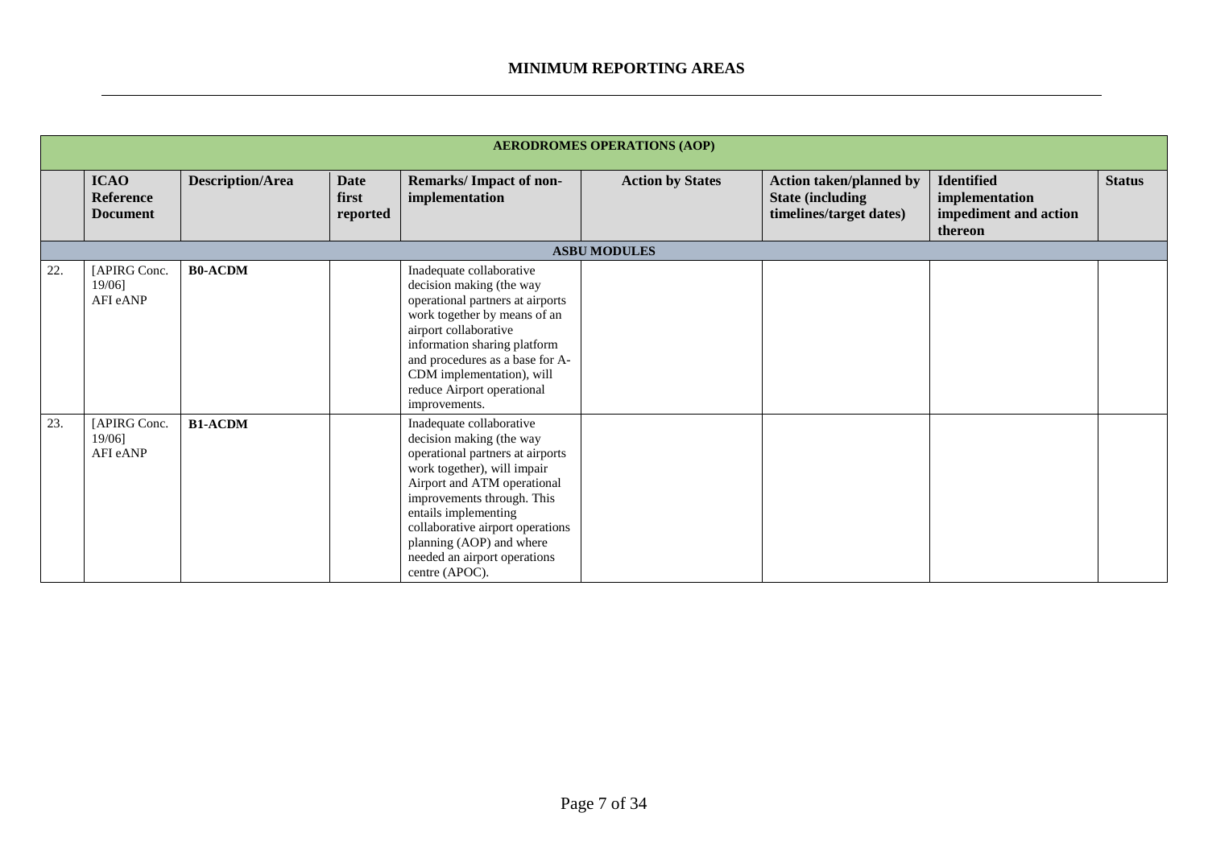## MINIMUM REPORTING AREAS

| AERODROMES OPERATIONS (AOP) | | | | | | | | |
|---|---|---|---|---|---|---|---|---|
| | **ICAO Reference Document** | **Description/Area** | **Date first reported** | **Remarks/ Impact of non-implementation** | **Action by States** | **Action taken/planned by State (including timelines/target dates)** | **Identified implementation impediment and action thereon** | **Status** |
| **ASBU MODULES** | | | | | | | | |
| 22. | [APIRG Conc. 19/06] AFI eANP | **B0-ACDM** | | Inadequate collaborative decision making (the way operational partners at airports work together by means of an airport collaborative information sharing platform and procedures as a base for A-CDM implementation), will reduce Airport operational improvements. | | | | |
| 23. | [APIRG Conc. 19/06] AFI eANP | **B1-ACDM** | | Inadequate collaborative decision making (the way operational partners at airports work together), will impair Airport and ATM operational improvements through. This entails implementing collaborative airport operations planning (AOP) and where needed an airport operations centre (APOC). | | | | |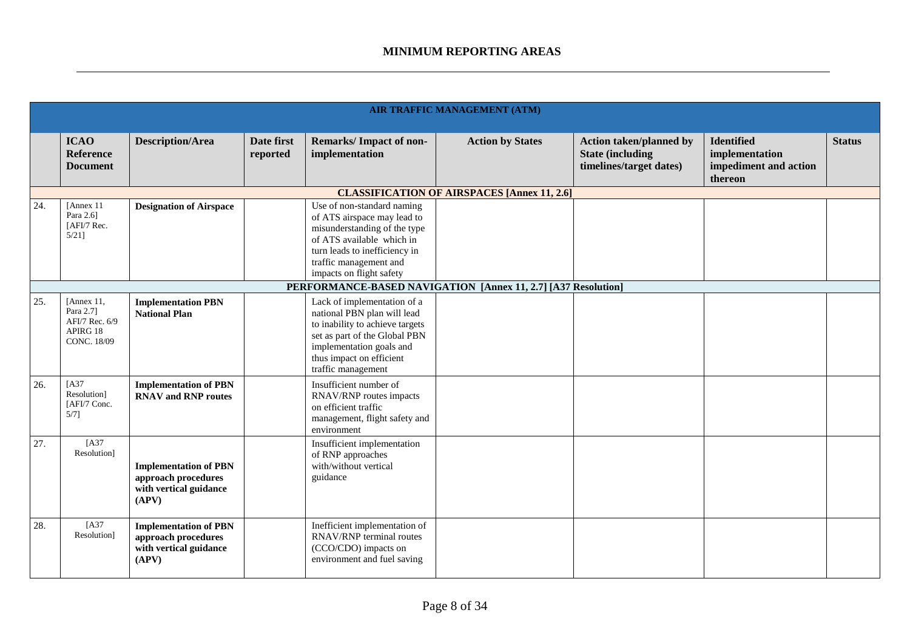## MINIMUM REPORTING AREAS

| | ICAO Reference Document | Description/Area | Date first reported | Remarks/ Impact of non-implementation | Action by States | Action taken/planned by State (including timelines/target dates) | Identified implementation impediment and action thereon | Status |
|---|---|---|---|---|---|---|---|---|
| **AIR TRAFFIC MANAGEMENT (ATM)** | | | | | | | | |
| **CLASSIFICATION OF AIRSPACES [Annex 11, 2.6]** | | | | | | | | |
| 24. | [Annex 11 Para 2.6] [AFI/7 Rec. 5/21] | **Designation of Airspace** | | Use of non-standard naming of ATS airspace may lead to misunderstanding of the type of ATS available which in turn leads to inefficiency in traffic management and impacts on flight safety | | | | |
| **PERFORMANCE-BASED NAVIGATION [Annex 11, 2.7] [A37 Resolution]** | | | | | | | | |
| 25. | [Annex 11, Para 2.7] AFI/7 Rec. 6/9 APIRG 18 CONC. 18/09 | **Implementation PBN National Plan** | | Lack of implementation of a national PBN plan will lead to inability to achieve targets set as part of the Global PBN implementation goals and thus impact on efficient traffic management | | | | |
| 26. | [A37 Resolution] [AFI/7 Conc. 5/7] | **Implementation of PBN RNAV and RNP routes** | | Insufficient number of RNAV/RNP routes impacts on efficient traffic management, flight safety and environment | | | | |
| 27. | [A37 Resolution] | **Implementation of PBN approach procedures with vertical guidance (APV)** | | Insufficient implementation of RNP approaches with/without vertical guidance | | | | |
| 28. | [A37 Resolution] | **Implementation of PBN approach procedures with vertical guidance (APV)** | | Inefficient implementation of RNAV/RNP terminal routes (CCO/CDO) impacts on environment and fuel saving | | | | |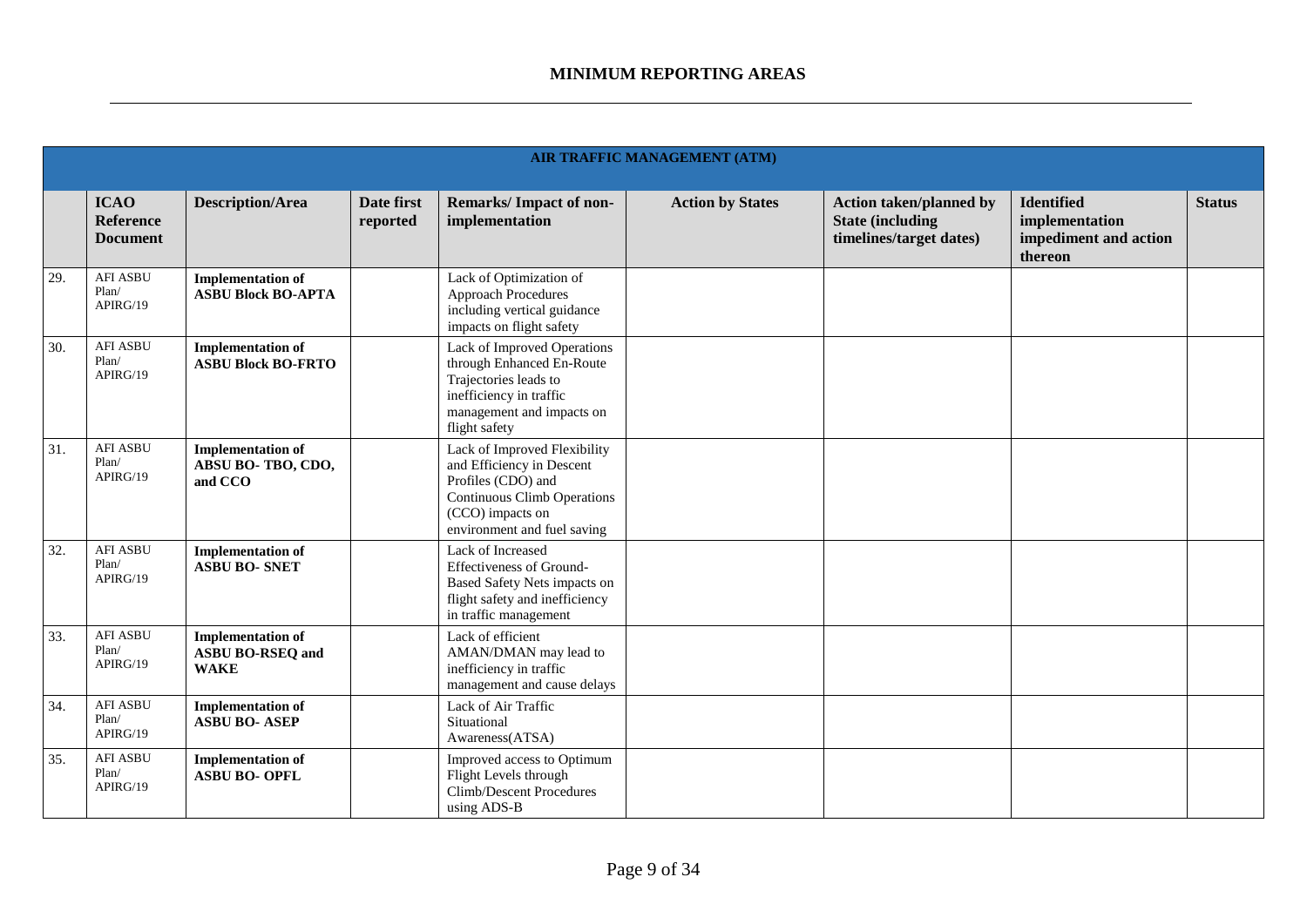## MINIMUM REPORTING AREAS

| AIR TRAFFIC MANAGEMENT (ATM) | | | | | | | | |
|---|---|---|---|---|---|---|---|---|
| | **ICAO Reference Document** | **Description/Area** | **Date first reported** | **Remarks/ Impact of non-implementation** | **Action by States** | **Action taken/planned by State (including timelines/target dates)** | **Identified implementation impediment and action thereon** | **Status** |
| 29. | AFI ASBU Plan/ APIRG/19 | **Implementation of ASBU Block BO-APTA** | | Lack of Optimization of Approach Procedures including vertical guidance impacts on flight safety | | | | |
| 30. | AFI ASBU Plan/ APIRG/19 | **Implementation of ASBU Block BO-FRTO** | | Lack of Improved Operations through Enhanced En-Route Trajectories leads to inefficiency in traffic management and impacts on flight safety | | | | |
| 31. | AFI ASBU Plan/ APIRG/19 | **Implementation of ABSU BO- TBO, CDO, and CCO** | | Lack of Improved Flexibility and Efficiency in Descent Profiles (CDO) and Continuous Climb Operations (CCO) impacts on environment and fuel saving | | | | |
| 32. | AFI ASBU Plan/ APIRG/19 | **Implementation of ASBU BO- SNET** | | Lack of Increased Effectiveness of Ground-Based Safety Nets impacts on flight safety and inefficiency in traffic management | | | | |
| 33. | AFI ASBU Plan/ APIRG/19 | **Implementation of ASBU BO-RSEQ and WAKE** | | Lack of efficient AMAN/DMAN may lead to inefficiency in traffic management and cause delays | | | | |
| 34. | AFI ASBU Plan/ APIRG/19 | **Implementation of ASBU BO- ASEP** | | Lack of Air Traffic Situational Awareness(ATSA) | | | | |
| 35. | AFI ASBU Plan/ APIRG/19 | **Implementation of ASBU BO- OPFL** | | Improved access to Optimum Flight Levels through Climb/Descent Procedures using ADS-B | | | | |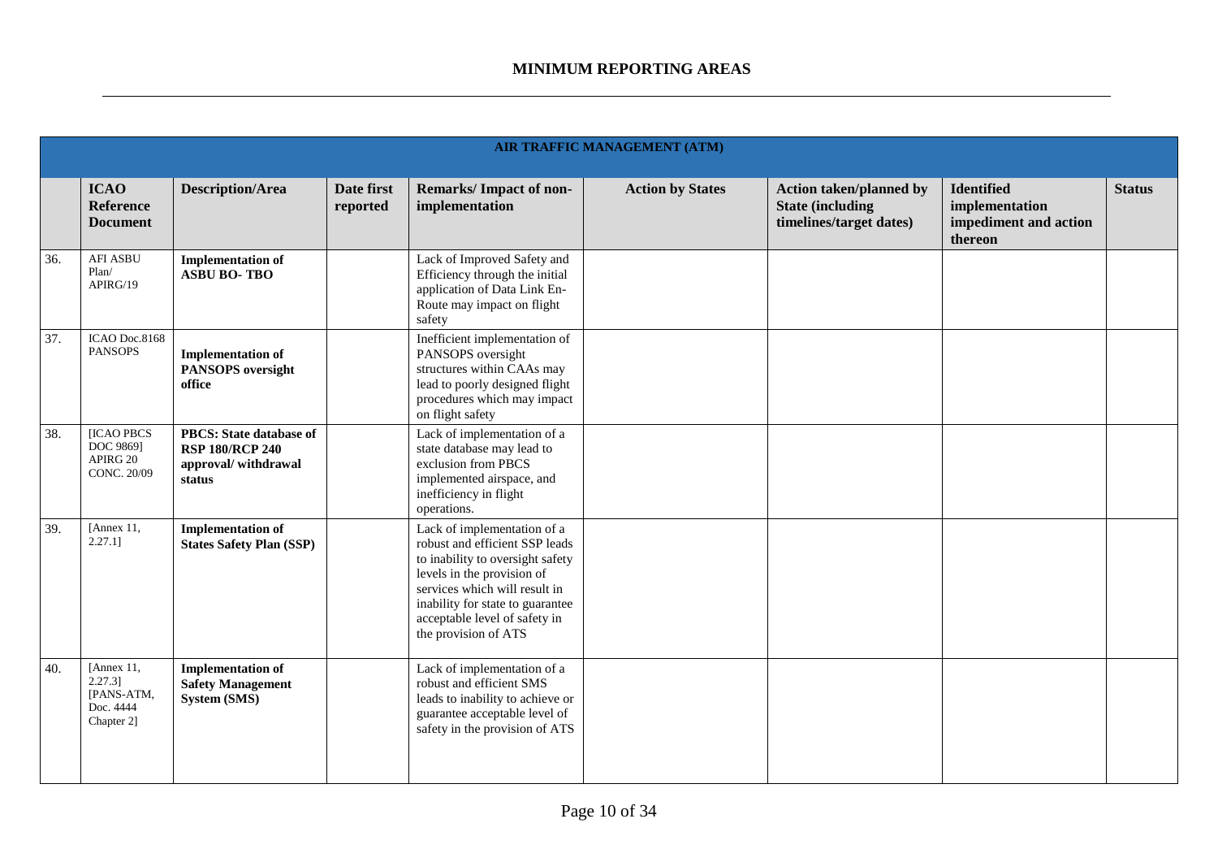## MINIMUM REPORTING AREAS

| AIR TRAFFIC MANAGEMENT (ATM) | | | | | | | | |
|---|---|---|---|---|---|---|---|---|
| | **ICAO Reference Document** | **Description/Area** | **Date first reported** | **Remarks/ Impact of non-implementation** | **Action by States** | **Action taken/planned by State (including timelines/target dates)** | **Identified implementation impediment and action thereon** | **Status** |
| 36. | AFI ASBU Plan/ APIRG/19 | **Implementation of ASBU BO- TBO** | | Lack of Improved Safety and Efficiency through the initial application of Data Link En-Route may impact on flight safety | | | | |
| 37. | ICAO Doc.8168 PANSOPS | **Implementation of PANSOPS oversight office** | | Inefficient implementation of PANSOPS oversight structures within CAAs may lead to poorly designed flight procedures which may impact on flight safety | | | | |
| 38. | [ICAO PBCS DOC 9869] APIRG 20 CONC. 20/09 | **PBCS: State database of RSP 180/RCP 240 approval/ withdrawal status** | | Lack of implementation of a state database may lead to exclusion from PBCS implemented airspace, and inefficiency in flight operations. | | | | |
| 39. | [Annex 11, 2.27.1] | **Implementation of States Safety Plan (SSP)** | | Lack of implementation of a robust and efficient SSP leads to inability to oversight safety levels in the provision of services which will result in inability for state to guarantee acceptable level of safety in the provision of ATS | | | | |
| 40. | [Annex 11, 2.27.3] [PANS-ATM, Doc. 4444 Chapter 2] | **Implementation of Safety Management System (SMS)** | | Lack of implementation of a robust and efficient SMS leads to inability to achieve or guarantee acceptable level of safety in the provision of ATS | | | | |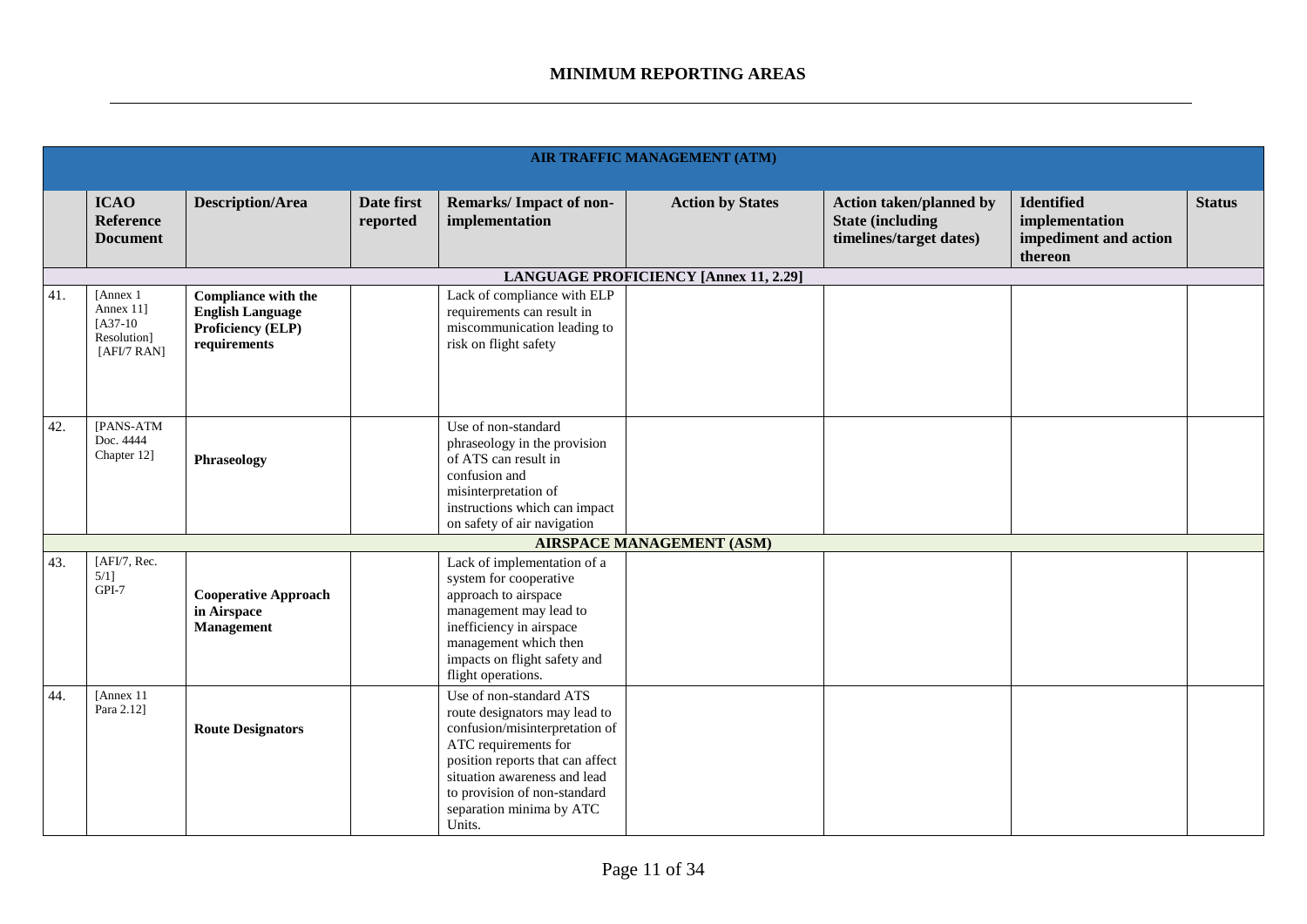# MINIMUM REPORTING AREAS

| AIR TRAFFIC MANAGEMENT (ATM) | | | | | | | | |
|---|---|---|---|---|---|---|---|---|
| | **ICAO Reference Document** | **Description/Area** | **Date first reported** | **Remarks/ Impact of non-implementation** | **Action by States** | **Action taken/planned by State (including timelines/target dates)** | **Identified implementation impediment and action thereon** | **Status** |
| **LANGUAGE PROFICIENCY [Annex 11, 2.29]** | | | | | | | | |
| 41. | [Annex 1 Annex 11] [A37-10 Resolution] [AFI/7 RAN] | **Compliance with the English Language Proficiency (ELP) requirements** | | Lack of compliance with ELP requirements can result in miscommunication leading to risk on flight safety | | | | |
| 42. | [PANS-ATM Doc. 4444 Chapter 12] | **Phraseology** | | Use of non-standard phraseology in the provision of ATS can result in confusion and misinterpretation of instructions which can impact on safety of air navigation | | | | |
| **AIRSPACE MANAGEMENT (ASM)** | | | | | | | | |
| 43. | [AFI/7, Rec. 5/1] GPI-7 | **Cooperative Approach in Airspace Management** | | Lack of implementation of a system for cooperative approach to airspace management may lead to inefficiency in airspace management which then impacts on flight safety and flight operations. | | | | |
| 44. | [Annex 11 Para 2.12] | **Route Designators** | | Use of non-standard ATS route designators may lead to confusion/misinterpretation of ATC requirements for position reports that can affect situation awareness and lead to provision of non-standard separation minima by ATC Units. | | | | |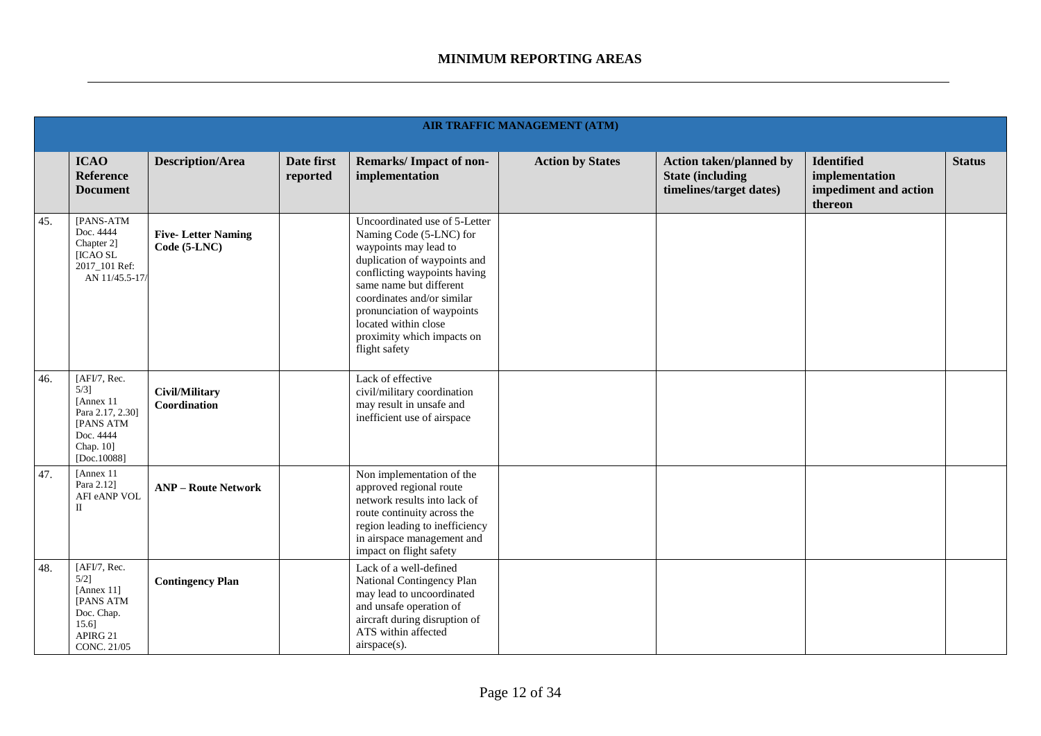# MINIMUM REPORTING AREAS

| AIR TRAFFIC MANAGEMENT (ATM) | | | | | | | | |
|---|---|---|---|---|---|---|---|---|
| | **ICAO Reference Document** | **Description/Area** | **Date first reported** | **Remarks/ Impact of non-implementation** | **Action by States** | **Action taken/planned by State (including timelines/target dates)** | **Identified implementation impediment and action thereon** | **Status** |
| 45. | [PANS-ATM Doc. 4444 Chapter 2] [ICAO SL 2017_101 Ref: AN 11/45.5-17/ | **Five- Letter Naming Code (5-LNC)** | | Uncoordinated use of 5-Letter Naming Code (5-LNC) for waypoints may lead to duplication of waypoints and conflicting waypoints having same name but different coordinates and/or similar pronunciation of waypoints located within close proximity which impacts on flight safety | | | | |
| 46. | [AFI/7, Rec. 5/3] [Annex 11 Para 2.17, 2.30] [PANS ATM Doc. 4444 Chap. 10] [Doc.10088] | **Civil/Military Coordination** | | Lack of effective civil/military coordination may result in unsafe and inefficient use of airspace | | | | |
| 47. | [Annex 11 Para 2.12] AFI eANP VOL II | **ANP – Route Network** | | Non implementation of the approved regional route network results into lack of route continuity across the region leading to inefficiency in airspace management and impact on flight safety | | | | |
| 48. | [AFI/7, Rec. 5/2] [Annex 11] [PANS ATM Doc. Chap. 15.6] APIRG 21 CONC. 21/05 | **Contingency Plan** | | Lack of a well-defined National Contingency Plan may lead to uncoordinated and unsafe operation of aircraft during disruption of ATS within affected airspace(s). | | | | |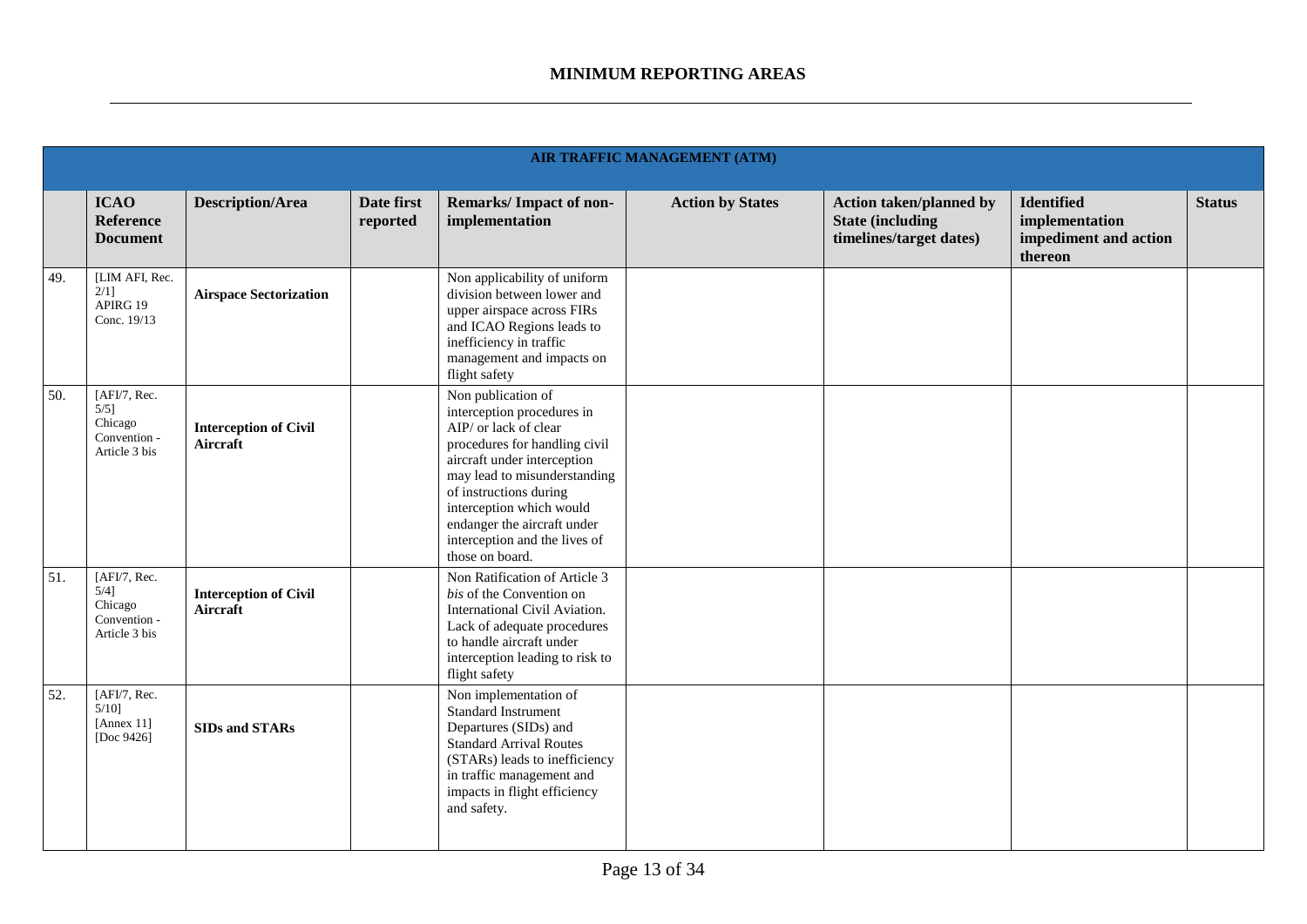**MINIMUM REPORTING AREAS**

| AIR TRAFFIC MANAGEMENT (ATM) | | | | | | | | |
|---|---|---|---|---|---|---|---|---|
| | **ICAO Reference Document** | **Description/Area** | **Date first reported** | **Remarks/ Impact of non-implementation** | **Action by States** | **Action taken/planned by State (including timelines/target dates)** | **Identified implementation impediment and action thereon** | **Status** |
| 49. | [LIM AFI, Rec. 2/1] APIRG 19 Conc. 19/13 | **Airspace Sectorization** | | Non applicability of uniform division between lower and upper airspace across FIRs and ICAO Regions leads to inefficiency in traffic management and impacts on flight safety | | | | |
| 50. | [AFI/7, Rec. 5/5] Chicago Convention - Article 3 bis | **Interception of Civil Aircraft** | | Non publication of interception procedures in AIP/ or lack of clear procedures for handling civil aircraft under interception may lead to misunderstanding of instructions during interception which would endanger the aircraft under interception and the lives of those on board. | | | | |
| 51. | [AFI/7, Rec. 5/4] Chicago Convention - Article 3 bis | **Interception of Civil Aircraft** | | Non Ratification of Article 3 *bis* of the Convention on International Civil Aviation. Lack of adequate procedures to handle aircraft under interception leading to risk to flight safety | | | | |
| 52. | [AFI/7, Rec. 5/10] [Annex 11] [Doc 9426] | **SIDs and STARs** | | Non implementation of Standard Instrument Departures (SIDs) and Standard Arrival Routes (STARs) leads to inefficiency in traffic management and impacts in flight efficiency and safety. | | | | |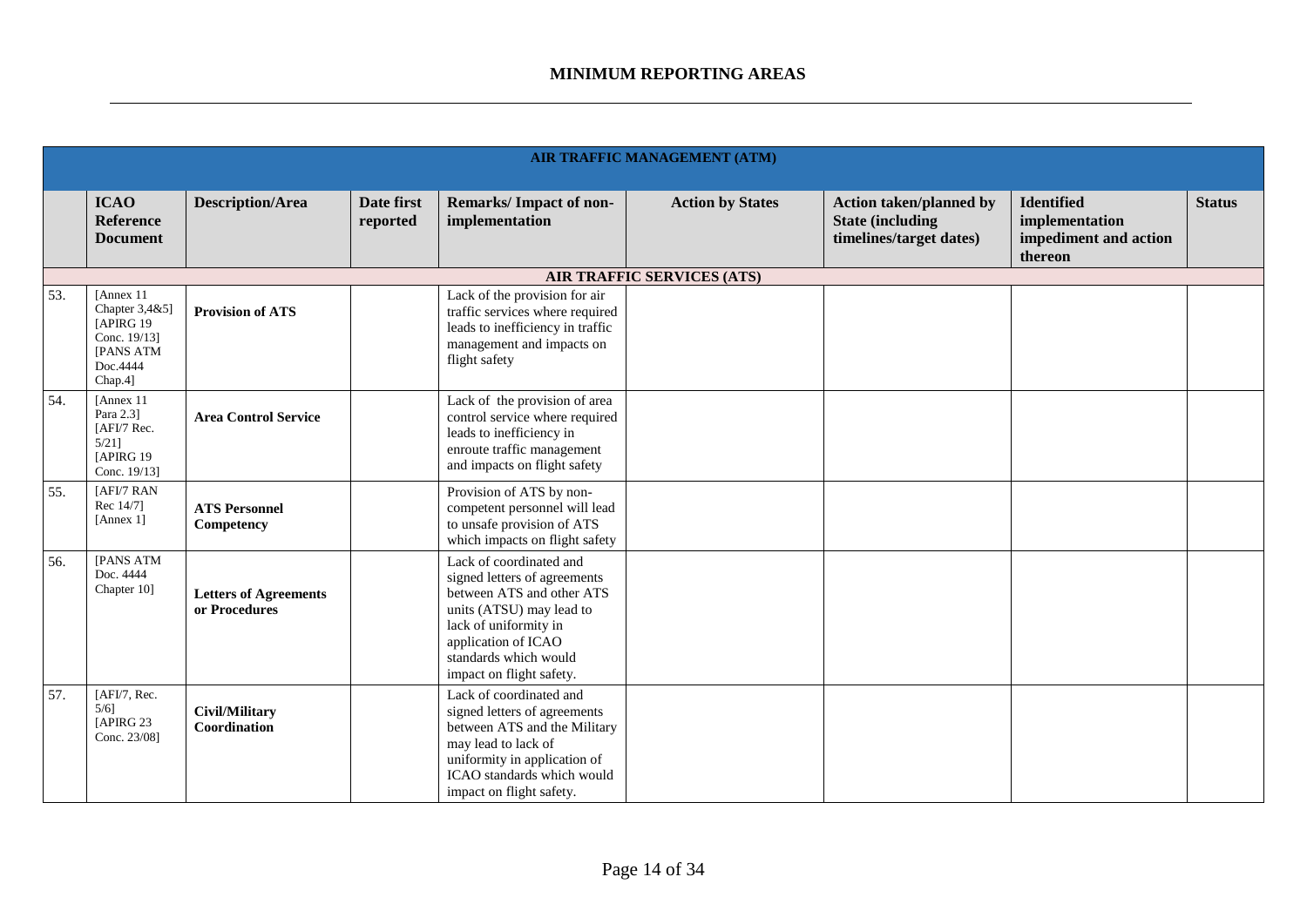## MINIMUM REPORTING AREAS

| | ICAO Reference Document | Description/Area | Date first reported | Remarks/ Impact of non-implementation | Action by States | Action taken/planned by State (including timelines/target dates) | Identified implementation impediment and action thereon | Status |
|---|---|---|---|---|---|---|---|---|
| **AIR TRAFFIC MANAGEMENT (ATM)** | | | | | | | | |
| **AIR TRAFFIC SERVICES (ATS)** | | | | | | | | |
| 53. | [Annex 11 Chapter 3,4&5] [APIRG 19 Conc. 19/13] [PANS ATM Doc.4444 Chap.4] | **Provision of ATS** | | Lack of the provision for air traffic services where required leads to inefficiency in traffic management and impacts on flight safety | | | | |
| 54. | [Annex 11 Para 2.3] [AFI/7 Rec. 5/21] [APIRG 19 Conc. 19/13] | **Area Control Service** | | Lack of the provision of area control service where required leads to inefficiency in enroute traffic management and impacts on flight safety | | | | |
| 55. | [AFI/7 RAN Rec 14/7] [Annex 1] | **ATS Personnel Competency** | | Provision of ATS by non-competent personnel will lead to unsafe provision of ATS which impacts on flight safety | | | | |
| 56. | [PANS ATM Doc. 4444 Chapter 10] | **Letters of Agreements or Procedures** | | Lack of coordinated and signed letters of agreements between ATS and other ATS units (ATSU) may lead to lack of uniformity in application of ICAO standards which would impact on flight safety. | | | | |
| 57. | [AFI/7, Rec. 5/6] [APIRG 23 Conc. 23/08] | **Civil/Military Coordination** | | Lack of coordinated and signed letters of agreements between ATS and the Military may lead to lack of uniformity in application of ICAO standards which would impact on flight safety. | | | | |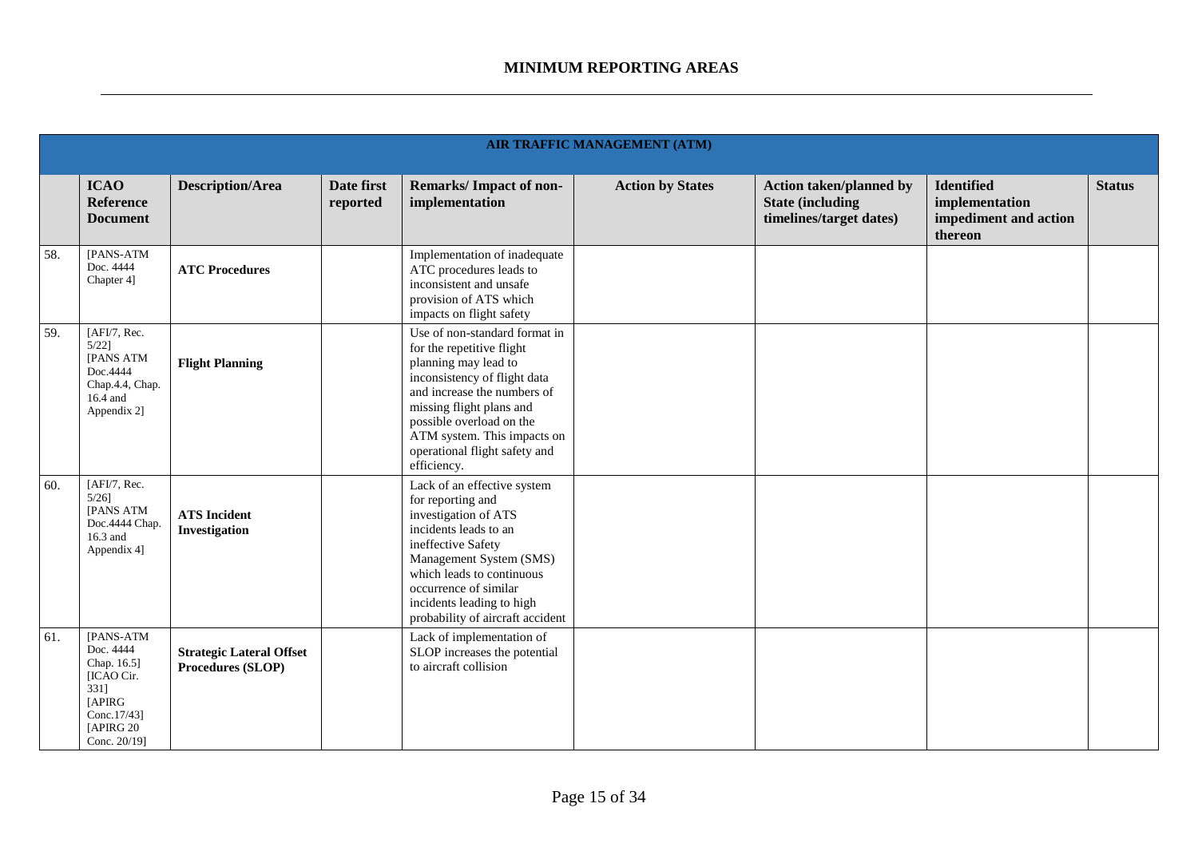## MINIMUM REPORTING AREAS

| AIR TRAFFIC MANAGEMENT (ATM) | | | | | | | | |
|---|---|---|---|---|---|---|---|---|
| | **ICAO Reference Document** | **Description/Area** | **Date first reported** | **Remarks/ Impact of non-implementation** | **Action by States** | **Action taken/planned by State (including timelines/target dates)** | **Identified implementation impediment and action thereon** | **Status** |
| 58. | [PANS-ATM Doc. 4444 Chapter 4] | **ATC Procedures** | | Implementation of inadequate ATC procedures leads to inconsistent and unsafe provision of ATS which impacts on flight safety | | | | |
| 59. | [AFI/7, Rec. 5/22] [PANS ATM Doc.4444 Chap.4.4, Chap. 16.4 and Appendix 2] | **Flight Planning** | | Use of non-standard format in for the repetitive flight planning may lead to inconsistency of flight data and increase the numbers of missing flight plans and possible overload on the ATM system. This impacts on operational flight safety and efficiency. | | | | |
| 60. | [AFI/7, Rec. 5/26] [PANS ATM Doc.4444 Chap. 16.3 and Appendix 4] | **ATS Incident Investigation** | | Lack of an effective system for reporting and investigation of ATS incidents leads to an ineffective Safety Management System (SMS) which leads to continuous occurrence of similar incidents leading to high probability of aircraft accident | | | | |
| 61. | [PANS-ATM Doc. 4444 Chap. 16.5] [ICAO Cir. 331] [APIRG Conc.17/43] [APIRG 20 Conc. 20/19] | **Strategic Lateral Offset Procedures (SLOP)** | | Lack of implementation of SLOP increases the potential to aircraft collision | | | | |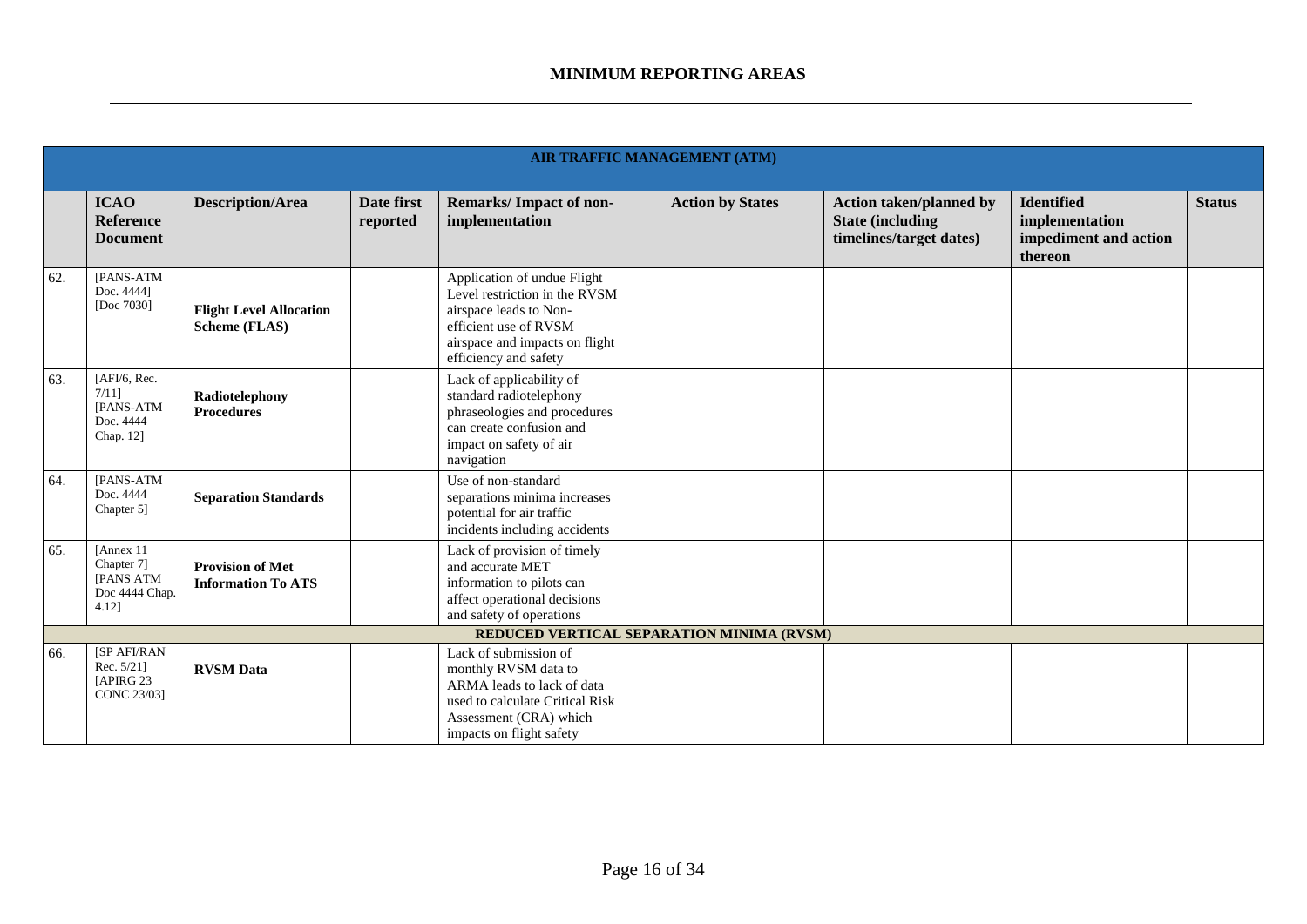## MINIMUM REPORTING AREAS

| AIR TRAFFIC MANAGEMENT (ATM) | | | | | | | | |
|---|---|---|---|---|---|---|---|---|
| | **ICAO Reference Document** | **Description/Area** | **Date first reported** | **Remarks/ Impact of non-implementation** | **Action by States** | **Action taken/planned by State (including timelines/target dates)** | **Identified implementation impediment and action thereon** | **Status** |
| 62. | [PANS-ATM Doc. 4444] [Doc 7030] | **Flight Level Allocation Scheme (FLAS)** | | Application of undue Flight Level restriction in the RVSM airspace leads to Non-efficient use of RVSM airspace and impacts on flight efficiency and safety | | | | |
| 63. | [AFI/6, Rec. 7/11] [PANS-ATM Doc. 4444 Chap. 12] | **Radiotelephony Procedures** | | Lack of applicability of standard radiotelephony phraseologies and procedures can create confusion and impact on safety of air navigation | | | | |
| 64. | [PANS-ATM Doc. 4444 Chapter 5] | **Separation Standards** | | Use of non-standard separations minima increases potential for air traffic incidents including accidents | | | | |
| 65. | [Annex 11 Chapter 7] [PANS ATM Doc 4444 Chap. 4.12] | **Provision of Met Information To ATS** | | Lack of provision of timely and accurate MET information to pilots can affect operational decisions and safety of operations | | | | |
| **REDUCED VERTICAL SEPARATION MINIMA (RVSM)** | | | | | | | | |
| 66. | [SP AFI/RAN Rec. 5/21] [APIRG 23 CONC 23/03] | **RVSM Data** | | Lack of submission of monthly RVSM data to ARMA leads to lack of data used to calculate Critical Risk Assessment (CRA) which impacts on flight safety | | | | |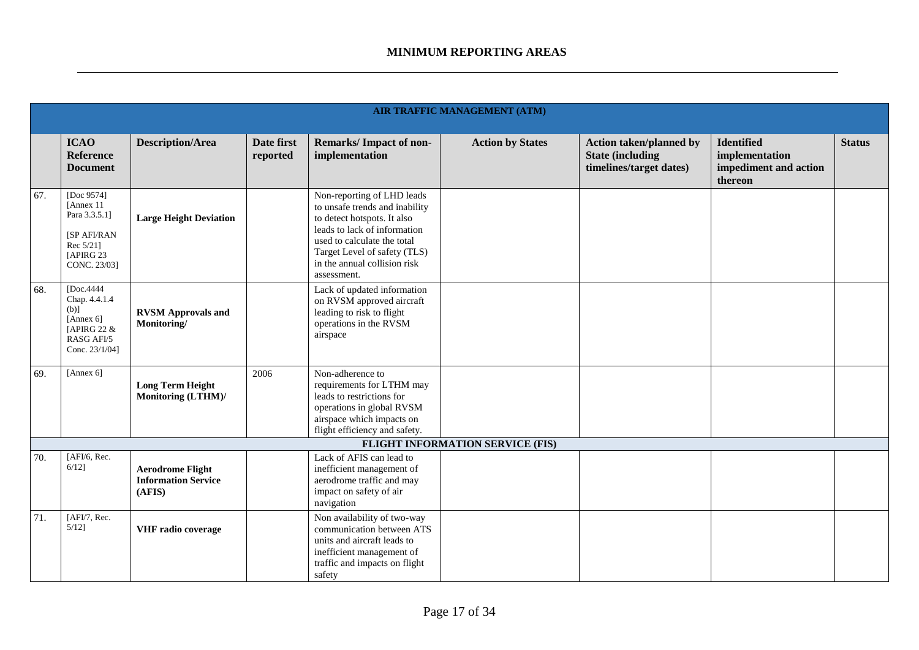# MINIMUM REPORTING AREAS

| AIR TRAFFIC MANAGEMENT (ATM) | | | | | | | | |
|---|---|---|---|---|---|---|---|---|
| | **ICAO Reference Document** | **Description/Area** | **Date first reported** | **Remarks/ Impact of non-implementation** | **Action by States** | **Action taken/planned by State (including timelines/target dates)** | **Identified implementation impediment and action thereon** | **Status** |
| 67. | [Doc 9574] [Annex 11 Para 3.3.5.1] [SP AFI/RAN Rec 5/21] [APIRG 23 CONC. 23/03] | **Large Height Deviation** | | Non-reporting of LHD leads to unsafe trends and inability to detect hotspots. It also leads to lack of information used to calculate the total Target Level of safety (TLS) in the annual collision risk assessment. | | | | |
| 68. | [Doc.4444 Chap. 4.4.1.4 (b)] [Annex 6] [APIRG 22 & RASG AFI/5 Conc. 23/1/04] | **RVSM Approvals and Monitoring/** | | Lack of updated information on RVSM approved aircraft leading to risk to flight operations in the RVSM airspace | | | | |
| 69. | [Annex 6] | **Long Term Height Monitoring (LTHM)/** | 2006 | Non-adherence to requirements for LTHM may leads to restrictions for operations in global RVSM airspace which impacts on flight efficiency and safety. | | | | |
| **FLIGHT INFORMATION SERVICE (FIS)** | | | | | | | | |
| 70. | [AFI/6, Rec. 6/12] | **Aerodrome Flight Information Service (AFIS)** | | Lack of AFIS can lead to inefficient management of aerodrome traffic and may impact on safety of air navigation | | | | |
| 71. | [AFI/7, Rec. 5/12] | **VHF radio coverage** | | Non availability of two-way communication between ATS units and aircraft leads to inefficient management of traffic and impacts on flight safety | | | | |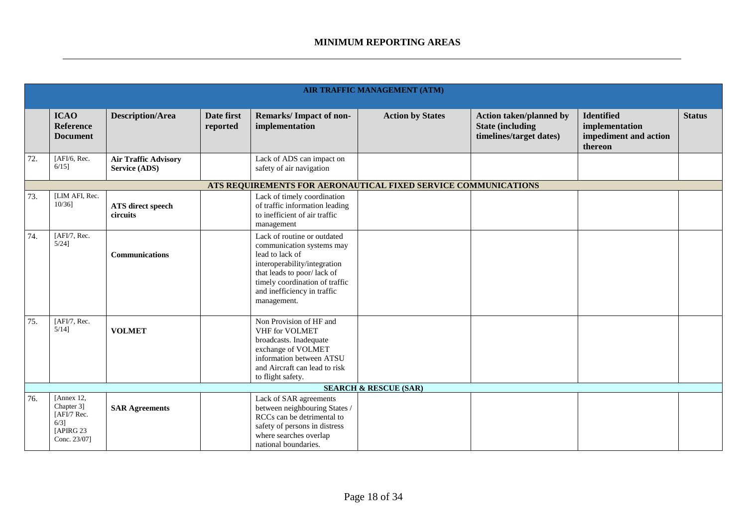## MINIMUM REPORTING AREAS

| | ICAO Reference Document | Description/Area | Date first reported | Remarks/ Impact of non-implementation | Action by States | Action taken/planned by State (including timelines/target dates) | Identified implementation impediment and action thereon | Status |
|---|---|---|---|---|---|---|---|---|
| **AIR TRAFFIC MANAGEMENT (ATM)** | | | | | | | | |
| 72. | [AFI/6, Rec. 6/15] | **Air Traffic Advisory Service (ADS)** | | Lack of ADS can impact on safety of air navigation | | | | |
| **ATS REQUIREMENTS FOR AERONAUTICAL FIXED SERVICE COMMUNICATIONS** | | | | | | | | |
| 73. | [LIM AFI, Rec. 10/36] | **ATS direct speech circuits** | | Lack of timely coordination of traffic information leading to inefficient of air traffic management | | | | |
| 74. | [AFI/7, Rec. 5/24] | **Communications** | | Lack of routine or outdated communication systems may lead to lack of interoperability/integration that leads to poor/ lack of timely coordination of traffic and inefficiency in traffic management. | | | | |
| 75. | [AFI/7, Rec. 5/14] | **VOLMET** | | Non Provision of HF and VHF for VOLMET broadcasts. Inadequate exchange of VOLMET information between ATSU and Aircraft can lead to risk to flight safety. | | | | |
| **SEARCH & RESCUE (SAR)** | | | | | | | | |
| 76. | [Annex 12, Chapter 3] [AFI/7 Rec. 6/3] [APIRG 23 Conc. 23/07] | **SAR Agreements** | | Lack of SAR agreements between neighbouring States / RCCs can be detrimental to safety of persons in distress where searches overlap national boundaries. | | | | |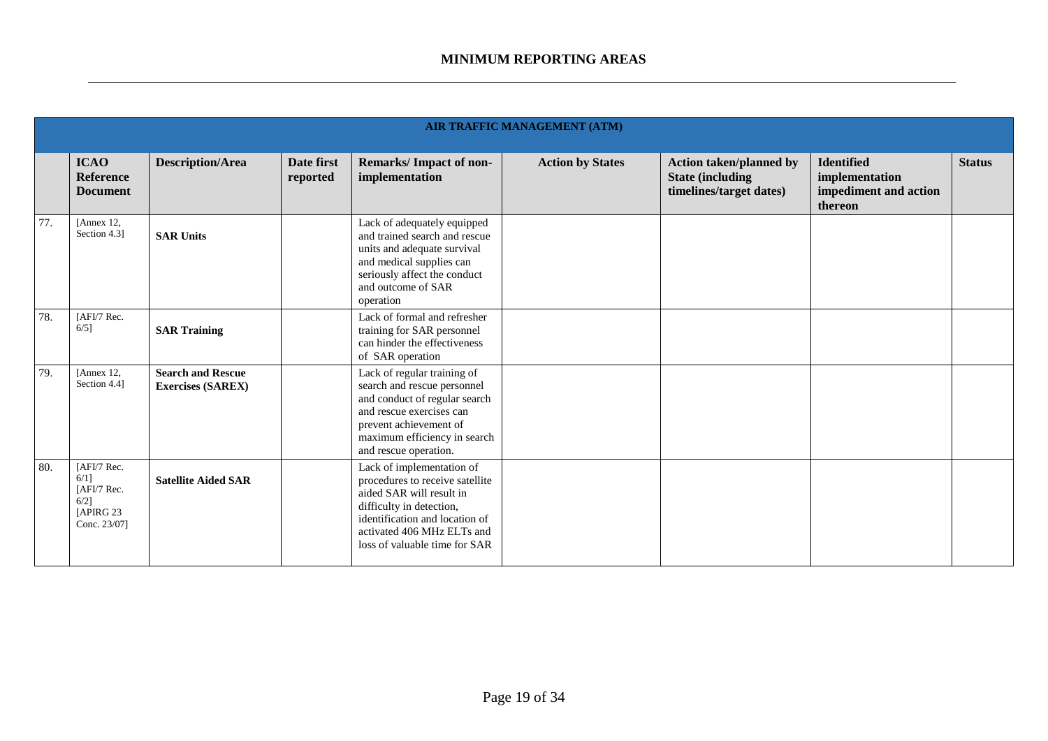# MINIMUM REPORTING AREAS

| AIR TRAFFIC MANAGEMENT (ATM) | | | | | | | | |
|---|---|---|---|---|---|---|---|---|
| | **ICAO Reference Document** | **Description/Area** | **Date first reported** | **Remarks/ Impact of non-implementation** | **Action by States** | **Action taken/planned by State (including timelines/target dates)** | **Identified implementation impediment and action thereon** | **Status** |
| 77. | [Annex 12, Section 4.3] | **SAR Units** | | Lack of adequately equipped and trained search and rescue units and adequate survival and medical supplies can seriously affect the conduct and outcome of SAR operation | | | | |
| 78. | [AFI/7 Rec. 6/5] | **SAR Training** | | Lack of formal and refresher training for SAR personnel can hinder the effectiveness of SAR operation | | | | |
| 79. | [Annex 12, Section 4.4] | **Search and Rescue Exercises (SAREX)** | | Lack of regular training of search and rescue personnel and conduct of regular search and rescue exercises can prevent achievement of maximum efficiency in search and rescue operation. | | | | |
| 80. | [AFI/7 Rec. 6/1] [AFI/7 Rec. 6/2] [APIRG 23 Conc. 23/07] | **Satellite Aided SAR** | | Lack of implementation of procedures to receive satellite aided SAR will result in difficulty in detection, identification and location of activated 406 MHz ELTs and loss of valuable time for SAR | | | | |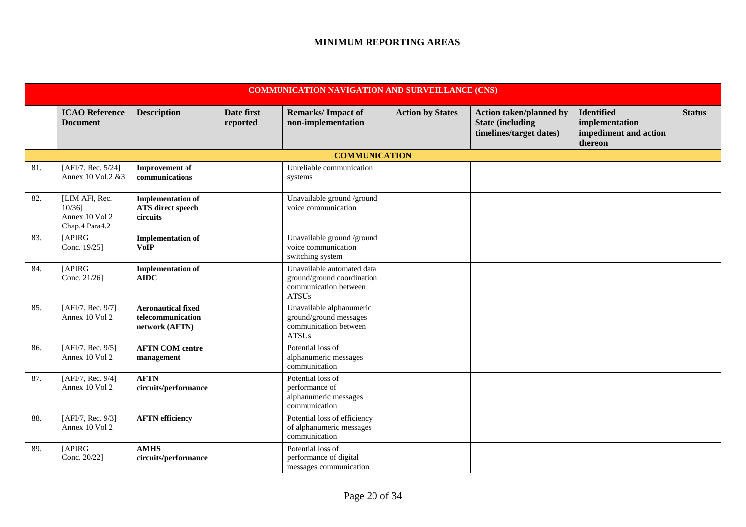## MINIMUM REPORTING AREAS

| | ICAO Reference Document | Description | Date first reported | Remarks/ Impact of non-implementation | Action by States | Action taken/planned by State (including timelines/target dates) | Identified implementation impediment and action thereon | Status |
|---|---|---|---|---|---|---|---|---|
| **COMMUNICATION NAVIGATION AND SURVEILLANCE (CNS)** | | | | | | | | |
| **COMMUNICATION** | | | | | | | | |
| 81. | [AFI/7, Rec. 5/24] Annex 10 Vol.2 &3 | **Improvement of communications** | | Unreliable communication systems | | | | |
| 82. | [LIM AFI, Rec. 10/36] Annex 10 Vol 2 Chap.4 Para4.2 | **Implementation of ATS direct speech circuits** | | Unavailable ground /ground voice communication | | | | |
| 83. | [APIRG Conc. 19/25] | **Implementation of VoIP** | | Unavailable ground /ground voice communication switching system | | | | |
| 84. | [APIRG Conc. 21/26] | **Implementation of AIDC** | | Unavailable automated data ground/ground coordination communication between ATSUs | | | | |
| 85. | [AFI/7, Rec. 9/7] Annex 10 Vol 2 | **Aeronautical fixed telecommunication network (AFTN)** | | Unavailable alphanumeric ground/ground messages communication between ATSUs | | | | |
| 86. | [AFI/7, Rec. 9/5] Annex 10 Vol 2 | **AFTN COM centre management** | | Potential loss of alphanumeric messages communication | | | | |
| 87. | [AFI/7, Rec. 9/4] Annex 10 Vol 2 | **AFTN circuits/performance** | | Potential loss of performance of alphanumeric messages communication | | | | |
| 88. | [AFI/7, Rec. 9/3] Annex 10 Vol 2 | **AFTN efficiency** | | Potential loss of efficiency of alphanumeric messages communication | | | | |
| 89. | [APIRG Conc. 20/22] | **AMHS circuits/performance** | | Potential loss of performance of digital messages communication | | | | |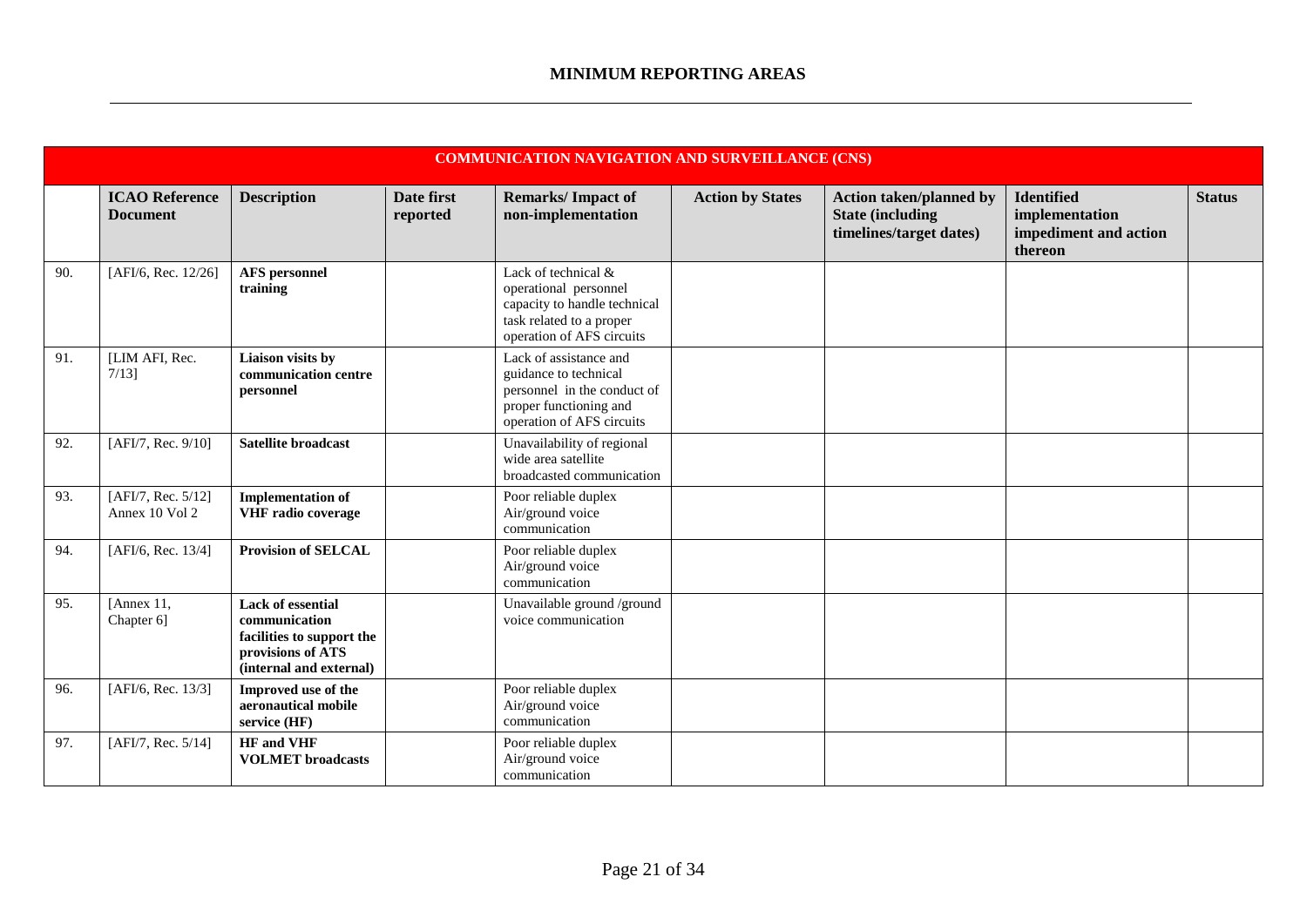## MINIMUM REPORTING AREAS

| COMMUNICATION NAVIGATION AND SURVEILLANCE (CNS) | | | | | | | | |
|---|---|---|---|---|---|---|---|---|
| | **ICAO Reference Document** | **Description** | **Date first reported** | **Remarks/ Impact of non-implementation** | **Action by States** | **Action taken/planned by State (including timelines/target dates)** | **Identified implementation impediment and action thereon** | **Status** |
| 90. | [AFI/6, Rec. 12/26] | **AFS personnel training** | | Lack of technical & operational personnel capacity to handle technical task related to a proper operation of AFS circuits | | | | |
| 91. | [LIM AFI, Rec. 7/13] | **Liaison visits by communication centre personnel** | | Lack of assistance and guidance to technical personnel in the conduct of proper functioning and operation of AFS circuits | | | | |
| 92. | [AFI/7, Rec. 9/10] | **Satellite broadcast** | | Unavailability of regional wide area satellite broadcasted communication | | | | |
| 93. | [AFI/7, Rec. 5/12] Annex 10 Vol 2 | **Implementation of VHF radio coverage** | | Poor reliable duplex Air/ground voice communication | | | | |
| 94. | [AFI/6, Rec. 13/4] | **Provision of SELCAL** | | Poor reliable duplex Air/ground voice communication | | | | |
| 95. | [Annex 11, Chapter 6] | **Lack of essential communication facilities to support the provisions of ATS (internal and external)** | | Unavailable ground /ground voice communication | | | | |
| 96. | [AFI/6, Rec. 13/3] | **Improved use of the aeronautical mobile service (HF)** | | Poor reliable duplex Air/ground voice communication | | | | |
| 97. | [AFI/7, Rec. 5/14] | **HF and VHF VOLMET broadcasts** | | Poor reliable duplex Air/ground voice communication | | | | |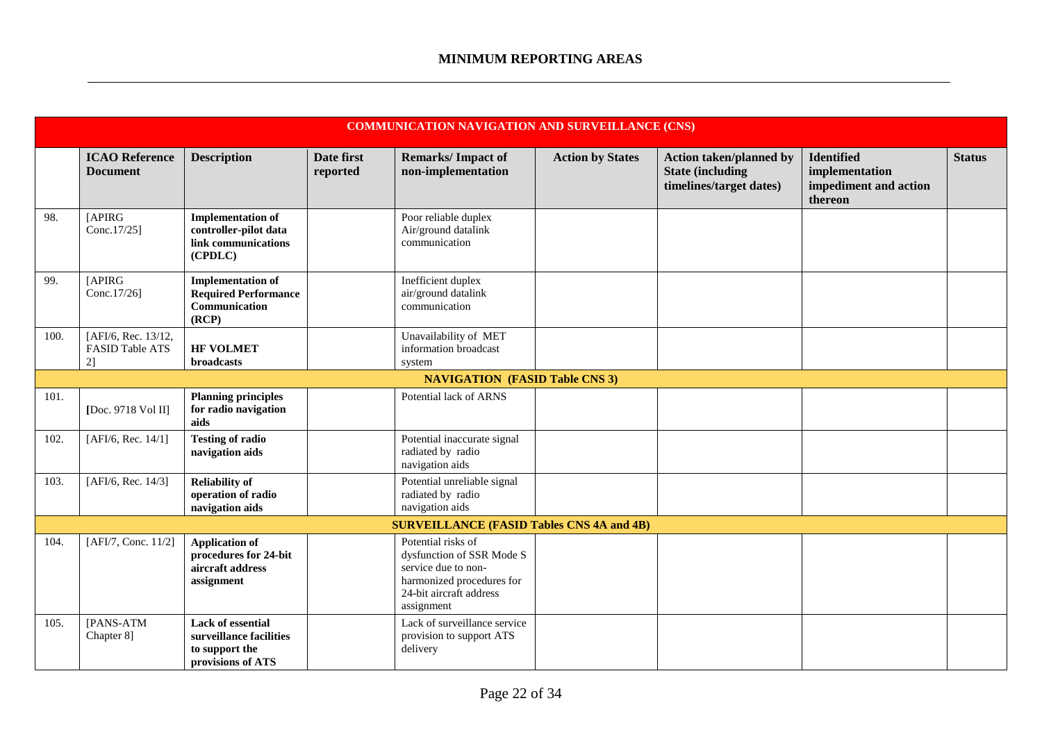## MINIMUM REPORTING AREAS

| COMMUNICATION NAVIGATION AND SURVEILLANCE (CNS) | | | | | | | | |
|---|---|---|---|---|---|---|---|---|
| | **ICAO Reference Document** | **Description** | **Date first reported** | **Remarks/ Impact of non-implementation** | **Action by States** | **Action taken/planned by State (including timelines/target dates)** | **Identified implementation impediment and action thereon** | **Status** |
| 98. | [APIRG Conc.17/25] | **Implementation of controller-pilot data link communications (CPDLC)** | | Poor reliable duplex Air/ground datalink communication | | | | |
| 99. | [APIRG Conc.17/26] | **Implementation of Required Performance Communication (RCP)** | | Inefficient duplex air/ground datalink communication | | | | |
| 100. | [AFI/6, Rec. 13/12, FASID Table ATS 2] | **HF VOLMET broadcasts** | | Unavailability of MET information broadcast system | | | | |
| **NAVIGATION (FASID Table CNS 3)** | | | | | | | | |
| 101. | [Doc. 9718 Vol II] | **Planning principles for radio navigation aids** | | Potential lack of ARNS | | | | |
| 102. | [AFI/6, Rec. 14/1] | **Testing of radio navigation aids** | | Potential inaccurate signal radiated by radio navigation aids | | | | |
| 103. | [AFI/6, Rec. 14/3] | **Reliability of operation of radio navigation aids** | | Potential unreliable signal radiated by radio navigation aids | | | | |
| **SURVEILLANCE (FASID Tables CNS 4A and 4B)** | | | | | | | | |
| 104. | [AFI/7, Conc. 11/2] | **Application of procedures for 24-bit aircraft address assignment** | | Potential risks of dysfunction of SSR Mode S service due to non-harmonized procedures for 24-bit aircraft address assignment | | | | |
| 105. | [PANS-ATM Chapter 8] | **Lack of essential surveillance facilities to support the provisions of ATS** | | Lack of surveillance service provision to support ATS delivery | | | | |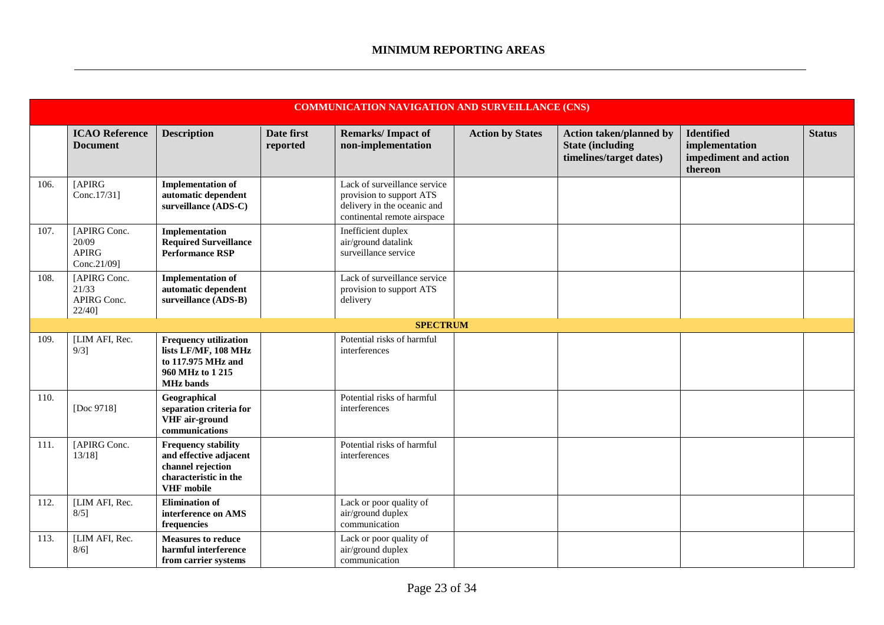## MINIMUM REPORTING AREAS

| | ICAO Reference Document | Description | Date first reported | Remarks/ Impact of non-implementation | Action by States | Action taken/planned by State (including timelines/target dates) | Identified implementation impediment and action thereon | Status |
|---|---|---|---|---|---|---|---|---|
| **COMMUNICATION NAVIGATION AND SURVEILLANCE (CNS)** | | | | | | | | |
| 106. | [APIRG Conc.17/31] | **Implementation of automatic dependent surveillance (ADS-C)** | | Lack of surveillance service provision to support ATS delivery in the oceanic and continental remote airspace | | | | |
| 107. | [APIRG Conc. 20/09 APIRG Conc.21/09] | **Implementation Required Surveillance Performance RSP** | | Inefficient duplex air/ground datalink surveillance service | | | | |
| 108. | [APIRG Conc. 21/33 APIRG Conc. 22/40] | **Implementation of automatic dependent surveillance (ADS-B)** | | Lack of surveillance service provision to support ATS delivery | | | | |
| **SPECTRUM** | | | | | | | | |
| 109. | [LIM AFI, Rec. 9/3] | **Frequency utilization lists LF/MF, 108 MHz to 117.975 MHz and 960 MHz to 1 215 MHz bands** | | Potential risks of harmful interferences | | | | |
| 110. | [Doc 9718] | **Geographical separation criteria for VHF air-ground communications** | | Potential risks of harmful interferences | | | | |
| 111. | [APIRG Conc. 13/18] | **Frequency stability and effective adjacent channel rejection characteristic in the VHF mobile** | | Potential risks of harmful interferences | | | | |
| 112. | [LIM AFI, Rec. 8/5] | **Elimination of interference on AMS frequencies** | | Lack or poor quality of air/ground duplex communication | | | | |
| 113. | [LIM AFI, Rec. 8/6] | **Measures to reduce harmful interference from carrier systems** | | Lack or poor quality of air/ground duplex communication | | | | |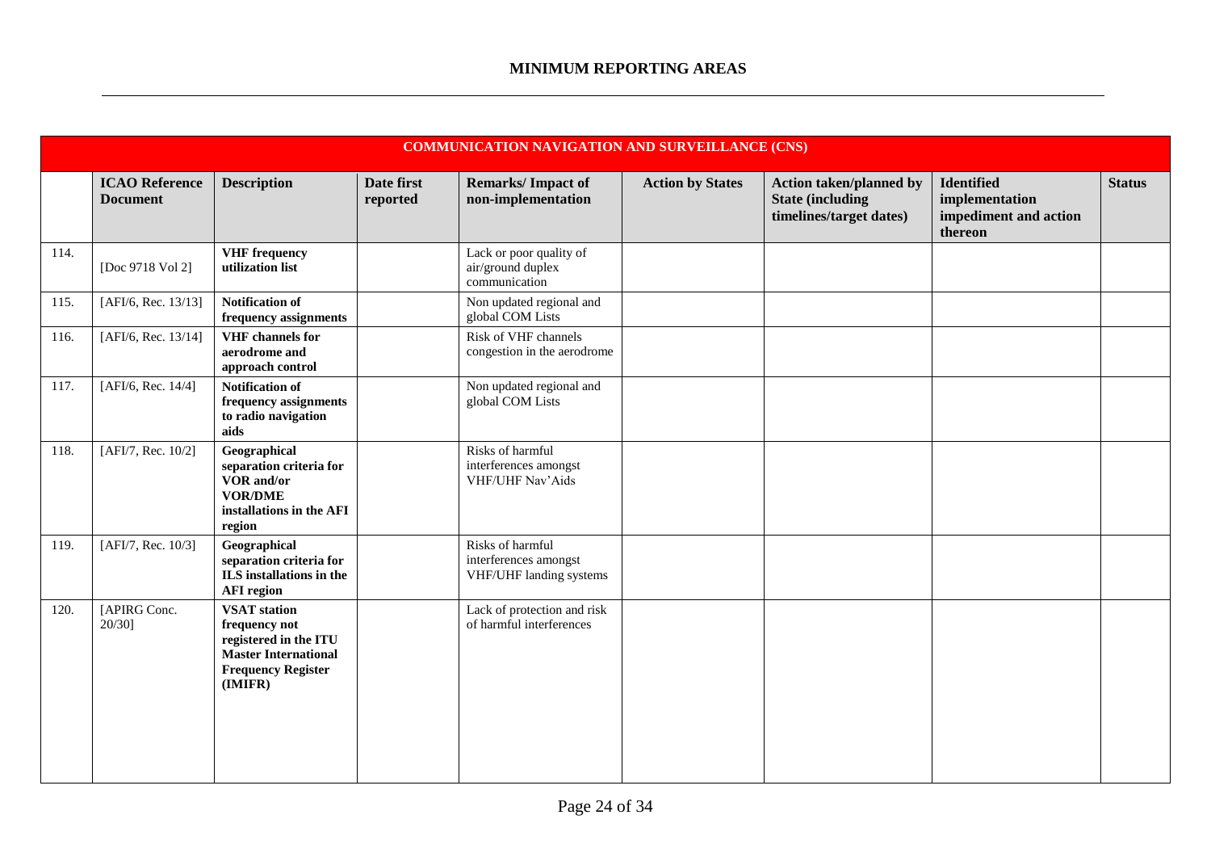# MINIMUM REPORTING AREAS

| COMMUNICATION NAVIGATION AND SURVEILLANCE (CNS) | | | | | | | | |
|---|---|---|---|---|---|---|---|---|
| | **ICAO Reference Document** | **Description** | **Date first reported** | **Remarks/ Impact of non-implementation** | **Action by States** | **Action taken/planned by State (including timelines/target dates)** | **Identified implementation impediment and action thereon** | **Status** |
| 114. | [Doc 9718 Vol 2] | **VHF frequency utilization list** | | Lack or poor quality of air/ground duplex communication | | | | |
| 115. | [AFI/6, Rec. 13/13] | **Notification of frequency assignments** | | Non updated regional and global COM Lists | | | | |
| 116. | [AFI/6, Rec. 13/14] | **VHF channels for aerodrome and approach control** | | Risk of VHF channels congestion in the aerodrome | | | | |
| 117. | [AFI/6, Rec. 14/4] | **Notification of frequency assignments to radio navigation aids** | | Non updated regional and global COM Lists | | | | |
| 118. | [AFI/7, Rec. 10/2] | **Geographical separation criteria for VOR and/or VOR/DME installations in the AFI region** | | Risks of harmful interferences amongst VHF/UHF Nav'Aids | | | | |
| 119. | [AFI/7, Rec. 10/3] | **Geographical separation criteria for ILS installations in the AFI region** | | Risks of harmful interferences amongst VHF/UHF landing systems | | | | |
| 120. | [APIRG Conc. 20/30] | **VSAT station frequency not registered in the ITU Master International Frequency Register (IMIFR)** | | Lack of protection and risk of harmful interferences | | | | |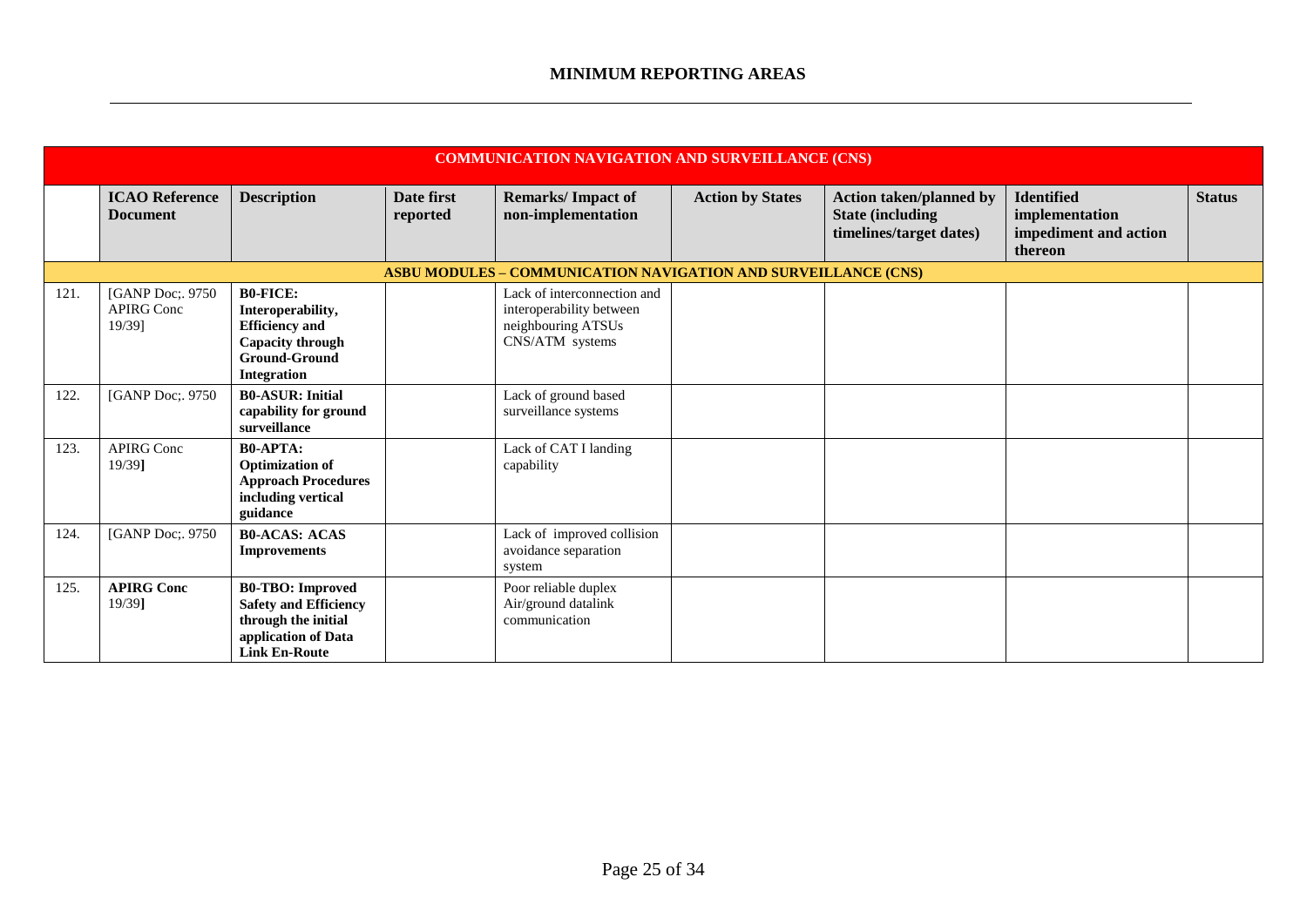## MINIMUM REPORTING AREAS

| COMMUNICATION NAVIGATION AND SURVEILLANCE (CNS) | | | | | | | | |
|---|---|---|---|---|---|---|---|---|
| | **ICAO Reference Document** | **Description** | **Date first reported** | **Remarks/ Impact of non-implementation** | **Action by States** | **Action taken/planned by State (including timelines/target dates)** | **Identified implementation impediment and action thereon** | **Status** |
| **ASBU MODULES – COMMUNICATION NAVIGATION AND SURVEILLANCE (CNS)** | | | | | | | | |
| 121. | [GANP Doc;. 9750 APIRG Conc 19/39] | **B0-FICE: Interoperability, Efficiency and Capacity through Ground-Ground Integration** | | Lack of interconnection and interoperability between neighbouring ATSUs CNS/ATM systems | | | | |
| 122. | [GANP Doc;. 9750 | **B0-ASUR: Initial capability for ground surveillance** | | Lack of ground based surveillance systems | | | | |
| 123. | APIRG Conc 19/39**]** | **B0-APTA: Optimization of Approach Procedures including vertical guidance** | | Lack of CAT I landing capability | | | | |
| 124. | [GANP Doc;. 9750 | **B0-ACAS: ACAS Improvements** | | Lack of improved collision avoidance separation system | | | | |
| 125. | **APIRG Conc** 19/39**]** | **B0-TBO: Improved Safety and Efficiency through the initial application of Data Link En-Route** | | Poor reliable duplex Air/ground datalink communication | | | | |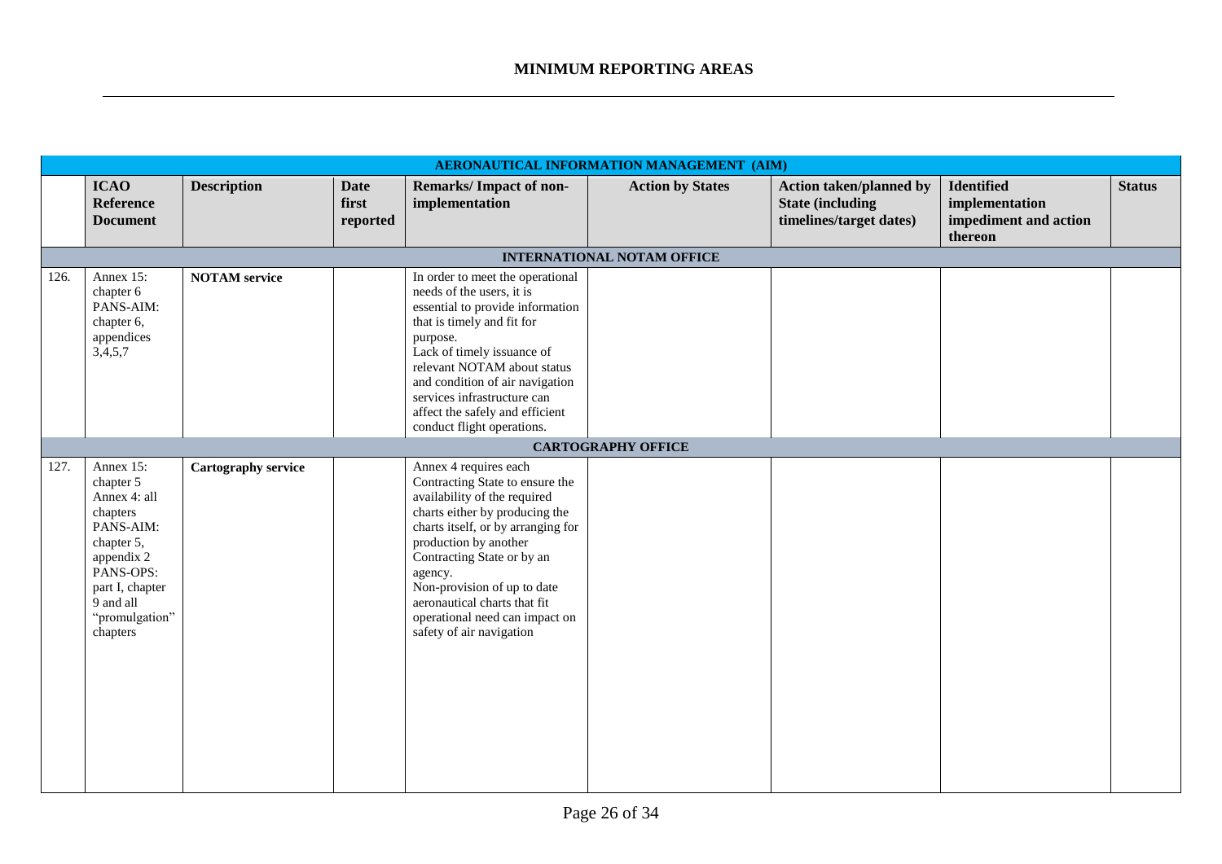## MINIMUM REPORTING AREAS

| | ICAO Reference Document | Description | Date first reported | Remarks/ Impact of non-implementation | Action by States | Action taken/planned by State (including timelines/target dates) | Identified implementation impediment and action thereon | Status |
|---|---|---|---|---|---|---|---|---|
| **AERONAUTICAL INFORMATION MANAGEMENT (AIM)** | | | | | | | | |
| **INTERNATIONAL NOTAM OFFICE** | | | | | | | | |
| 126. | Annex 15: chapter 6 PANS-AIM: chapter 6, appendices 3,4,5,7 | **NOTAM service** | | In order to meet the operational needs of the users, it is essential to provide information that is timely and fit for purpose. Lack of timely issuance of relevant NOTAM about status and condition of air navigation services infrastructure can affect the safely and efficient conduct flight operations. | | | | |
| **CARTOGRAPHY OFFICE** | | | | | | | | |
| 127. | Annex 15: chapter 5 Annex 4: all chapters PANS-AIM: chapter 5, appendix 2 PANS-OPS: part I, chapter 9 and all "promulgation" chapters | **Cartography service** | | Annex 4 requires each Contracting State to ensure the availability of the required charts either by producing the charts itself, or by arranging for production by another Contracting State or by an agency. Non-provision of up to date aeronautical charts that fit operational need can impact on safety of air navigation | | | | |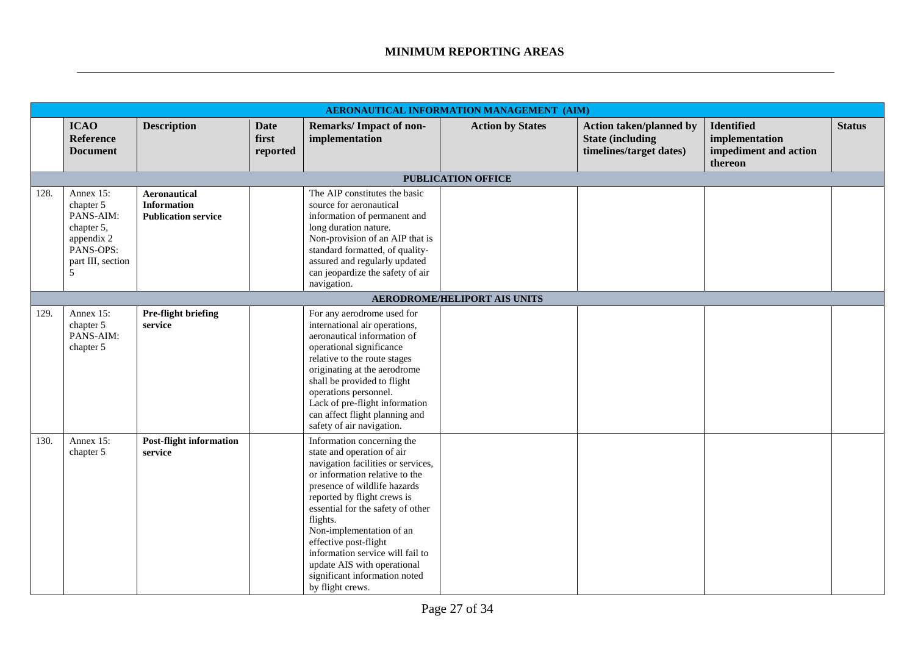# MINIMUM REPORTING AREAS

| AERONAUTICAL INFORMATION MANAGEMENT (AIM) | | | | | | | | |
|---|---|---|---|---|---|---|---|---|
| | **ICAO Reference Document** | **Description** | **Date first reported** | **Remarks/ Impact of non-implementation** | **Action by States** | **Action taken/planned by State (including timelines/target dates)** | **Identified implementation impediment and action thereon** | **Status** |
| **PUBLICATION OFFICE** | | | | | | | | |
| 128. | Annex 15: chapter 5 PANS-AIM: chapter 5, appendix 2 PANS-OPS: part III, section 5 | **Aeronautical Information Publication service** | | The AIP constitutes the basic source for aeronautical information of permanent and long duration nature. Non-provision of an AIP that is standard formatted, of quality-assured and regularly updated can jeopardize the safety of air navigation. | | | | |
| **AERODROME/HELIPORT AIS UNITS** | | | | | | | | |
| 129. | Annex 15: chapter 5 PANS-AIM: chapter 5 | **Pre-flight briefing service** | | For any aerodrome used for international air operations, aeronautical information of operational significance relative to the route stages originating at the aerodrome shall be provided to flight operations personnel. Lack of pre-flight information can affect flight planning and safety of air navigation. | | | | |
| 130. | Annex 15: chapter 5 | **Post-flight information service** | | Information concerning the state and operation of air navigation facilities or services, or information relative to the presence of wildlife hazards reported by flight crews is essential for the safety of other flights. Non-implementation of an effective post-flight information service will fail to update AIS with operational significant information noted by flight crews. | | | | |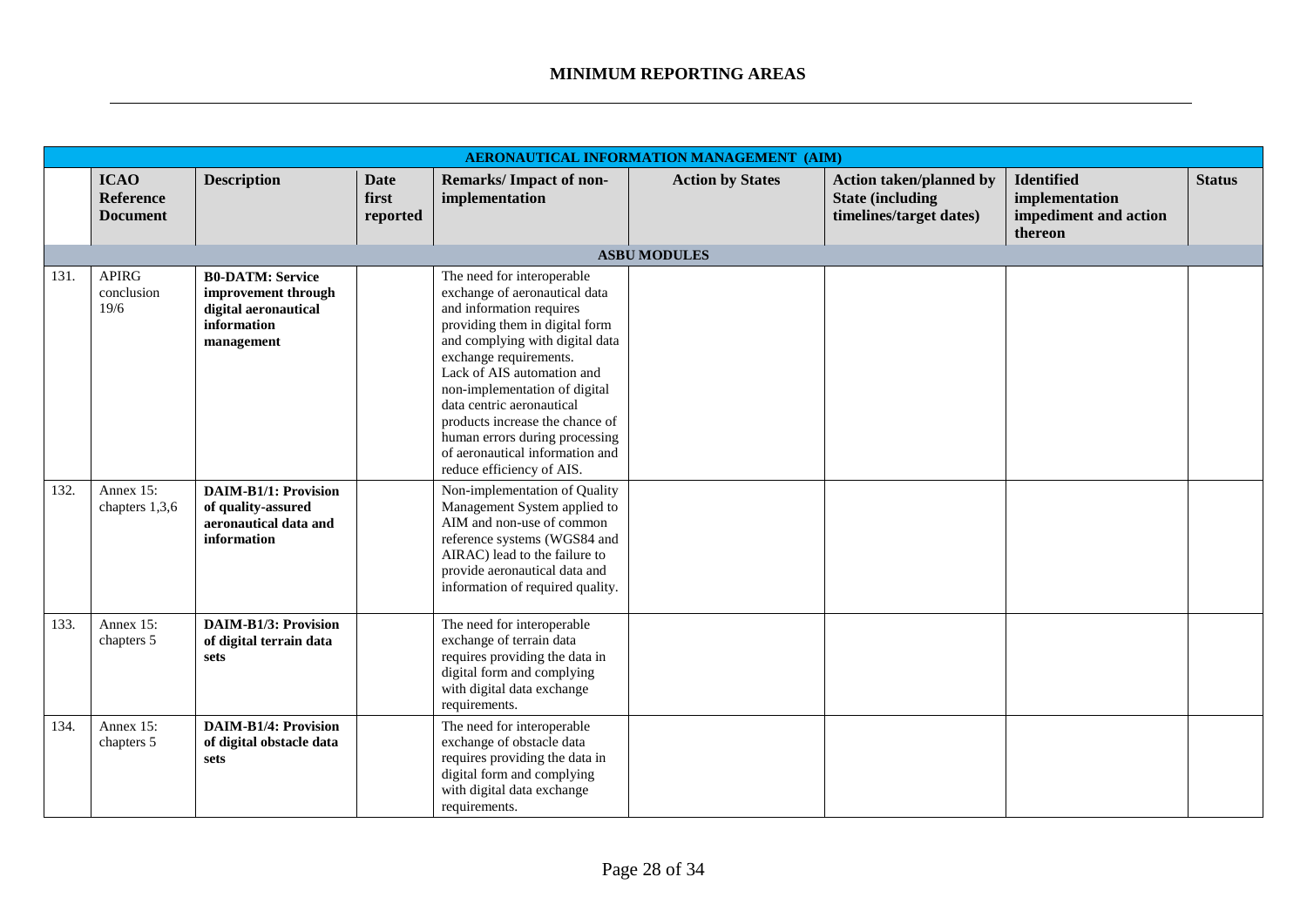# MINIMUM REPORTING AREAS

| AERONAUTICAL INFORMATION MANAGEMENT (AIM) | | | | | | | | |
|---|---|---|---|---|---|---|---|---|
| | **ICAO Reference Document** | **Description** | **Date first reported** | **Remarks/ Impact of non-implementation** | **Action by States** | **Action taken/planned by State (including timelines/target dates)** | **Identified implementation impediment and action thereon** | **Status** |
| **ASBU MODULES** | | | | | | | | |
| 131. | APIRG conclusion 19/6 | **B0-DATM: Service improvement through digital aeronautical information management** | | The need for interoperable exchange of aeronautical data and information requires providing them in digital form and complying with digital data exchange requirements. Lack of AIS automation and non-implementation of digital data centric aeronautical products increase the chance of human errors during processing of aeronautical information and reduce efficiency of AIS. | | | | |
| 132. | Annex 15: chapters 1,3,6 | **DAIM-B1/1: Provision of quality-assured aeronautical data and information** | | Non-implementation of Quality Management System applied to AIM and non-use of common reference systems (WGS84 and AIRAC) lead to the failure to provide aeronautical data and information of required quality. | | | | |
| 133. | Annex 15: chapters 5 | **DAIM-B1/3: Provision of digital terrain data sets** | | The need for interoperable exchange of terrain data requires providing the data in digital form and complying with digital data exchange requirements. | | | | |
| 134. | Annex 15: chapters 5 | **DAIM-B1/4: Provision of digital obstacle data sets** | | The need for interoperable exchange of obstacle data requires providing the data in digital form and complying with digital data exchange requirements. | | | | |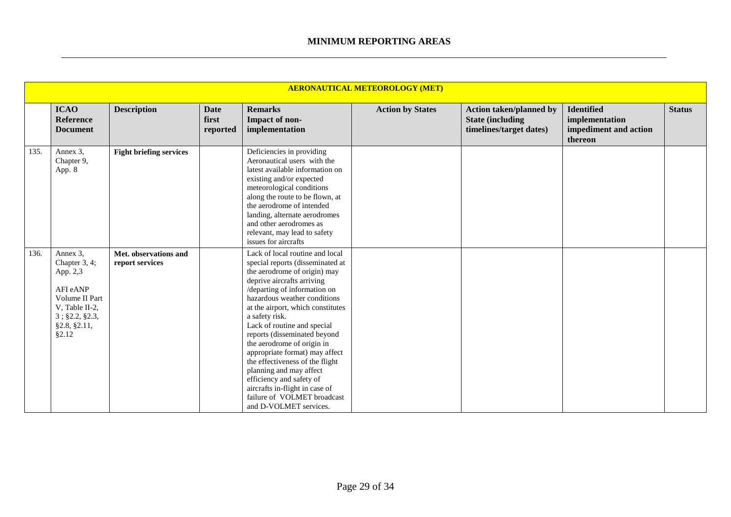## MINIMUM REPORTING AREAS

| | AERONAUTICAL METEOROLOGY (MET) | | | | | | | |
|---|---|---|---|---|---|---|---|---|
| | **ICAO Reference Document** | **Description** | **Date first reported** | **Remarks Impact of non-implementation** | **Action by States** | **Action taken/planned by State (including timelines/target dates)** | **Identified implementation impediment and action thereon** | **Status** |
| 135. | Annex 3, Chapter 9, App. 8 | **Fight briefing services** | | Deficiencies in providing Aeronautical users with the latest available information on existing and/or expected meteorological conditions along the route to be flown, at the aerodrome of intended landing, alternate aerodromes and other aerodromes as relevant, may lead to safety issues for aircrafts | | | | |
| 136. | Annex 3, Chapter 3, 4; App. 2,3<br><br>AFI eANP Volume II Part V, Table II-2, 3 ; §2.2, §2.3, §2.8, §2.11, §2.12 | **Met. observations and report services** | | Lack of local routine and local special reports (disseminated at the aerodrome of origin) may deprive aircrafts arriving /departing of information on hazardous weather conditions at the airport, which constitutes a safety risk.<br>Lack of routine and special reports (disseminated beyond the aerodrome of origin in appropriate format) may affect the effectiveness of the flight planning and may affect efficiency and safety of aircrafts in-flight in case of failure of VOLMET broadcast and D-VOLMET services. | | | | |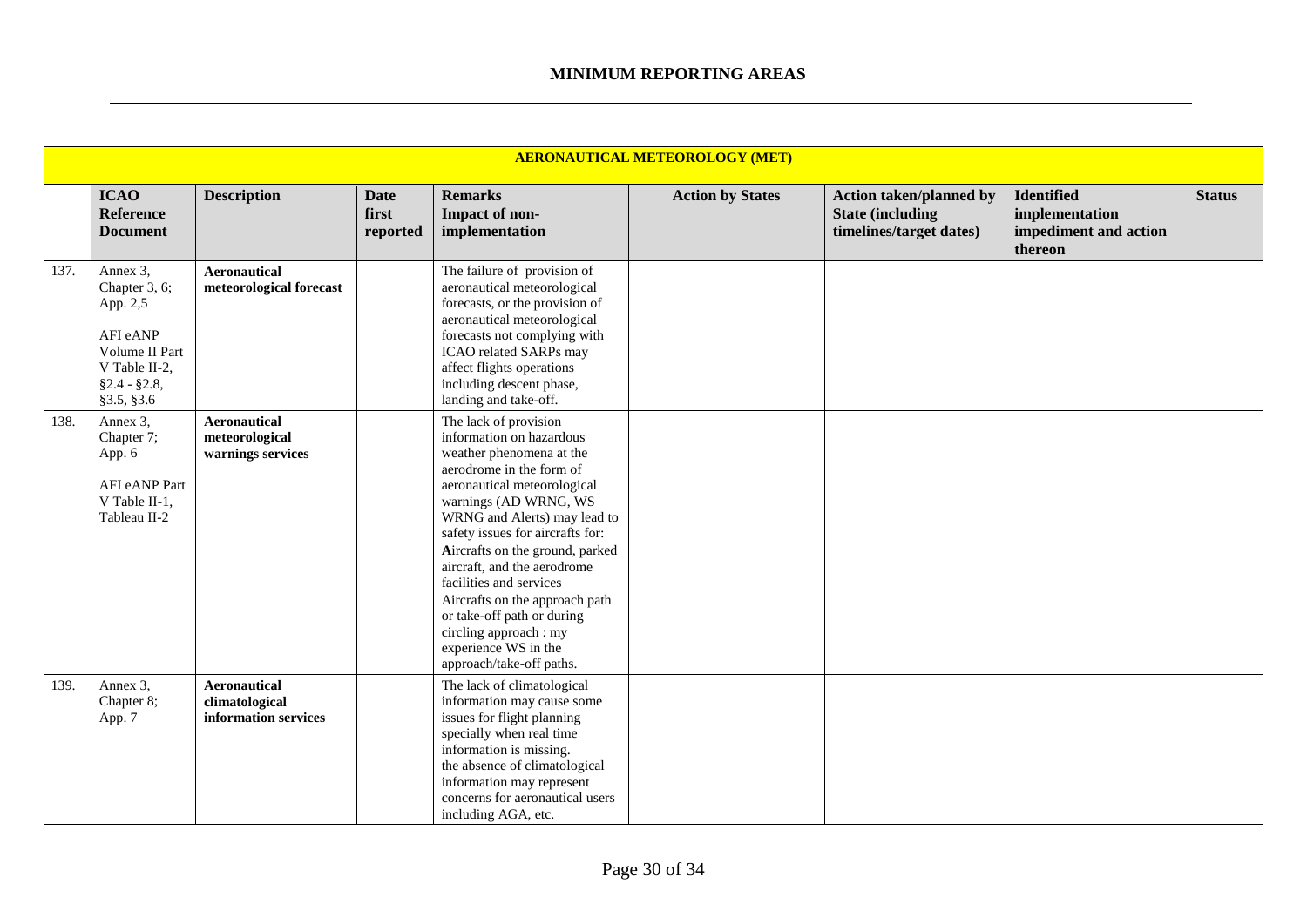## MINIMUM REPORTING AREAS

| | ICAO Reference Document | Description | Date first reported | Remarks Impact of non-implementation | Action by States | Action taken/planned by State (including timelines/target dates) | Identified implementation impediment and action thereon | Status |
|---|---|---|---|---|---|---|---|---|
| **AERONAUTICAL METEOROLOGY (MET)** | | | | | | | | |
| 137. | Annex 3, Chapter 3, 6; App. 2,5<br><br>AFI eANP Volume II Part V Table II-2, §2.4 - §2.8, §3.5, §3.6 | **Aeronautical meteorological forecast** | | The failure of provision of aeronautical meteorological forecasts, or the provision of aeronautical meteorological forecasts not complying with ICAO related SARPs may affect flights operations including descent phase, landing and take-off. | | | | |
| 138. | Annex 3, Chapter 7; App. 6<br><br>AFI eANP Part V Table II-1, Tableau II-2 | **Aeronautical meteorological warnings services** | | The lack of provision information on hazardous weather phenomena at the aerodrome in the form of aeronautical meteorological warnings (AD WRNG, WS WRNG and Alerts) may lead to safety issues for aircrafts for: **A**ircrafts on the ground, parked aircraft, and the aerodrome facilities and services Aircrafts on the approach path or take-off path or during circling approach : my experience WS in the approach/take-off paths. | | | | |
| 139. | Annex 3, Chapter 8; App. 7 | **Aeronautical climatological information services** | | The lack of climatological information may cause some issues for flight planning specially when real time information is missing. the absence of climatological information may represent concerns for aeronautical users including AGA, etc. | | | | |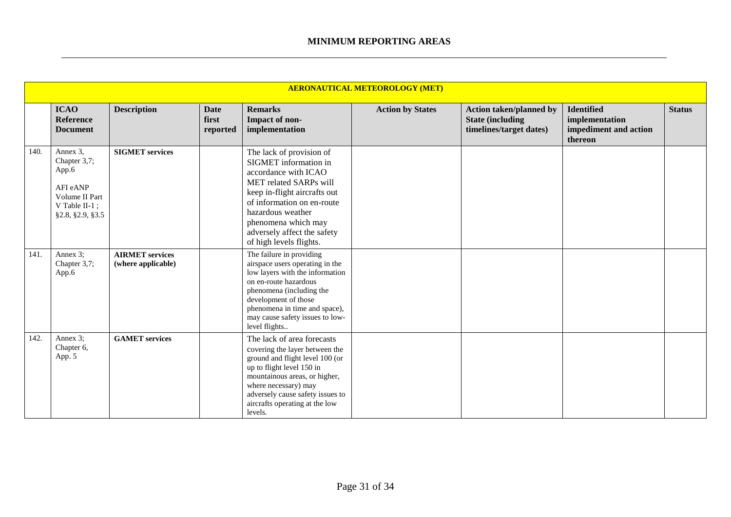## MINIMUM REPORTING AREAS

| | ICAO Reference Document | Description | Date first reported | Remarks Impact of non-implementation | Action by States | Action taken/planned by State (including timelines/target dates) | Identified implementation impediment and action thereon | Status |
|---|---|---|---|---|---|---|---|---|
| **AERONAUTICAL METEOROLOGY (MET)** | | | | | | | | |
| 140. | Annex 3, Chapter 3,7; App.6<br><br>AFI eANP Volume II Part V Table II-1 ; §2.8, §2.9, §3.5 | **SIGMET services** | | The lack of provision of SIGMET information in accordance with ICAO MET related SARPs will keep in-flight aircrafts out of information on en-route hazardous weather phenomena which may adversely affect the safety of high levels flights. | | | | |
| 141. | Annex 3; Chapter 3,7; App.6 | **AIRMET services (where applicable)** | | The failure in providing airspace users operating in the low layers with the information on en-route hazardous phenomena (including the development of those phenomena in time and space), may cause safety issues to low-level flights.. | | | | |
| 142. | Annex 3; Chapter 6, App. 5 | **GAMET services** | | The lack of area forecasts covering the layer between the ground and flight level 100 (or up to flight level 150 in mountainous areas, or higher, where necessary) may adversely cause safety issues to aircrafts operating at the low levels. | | | | |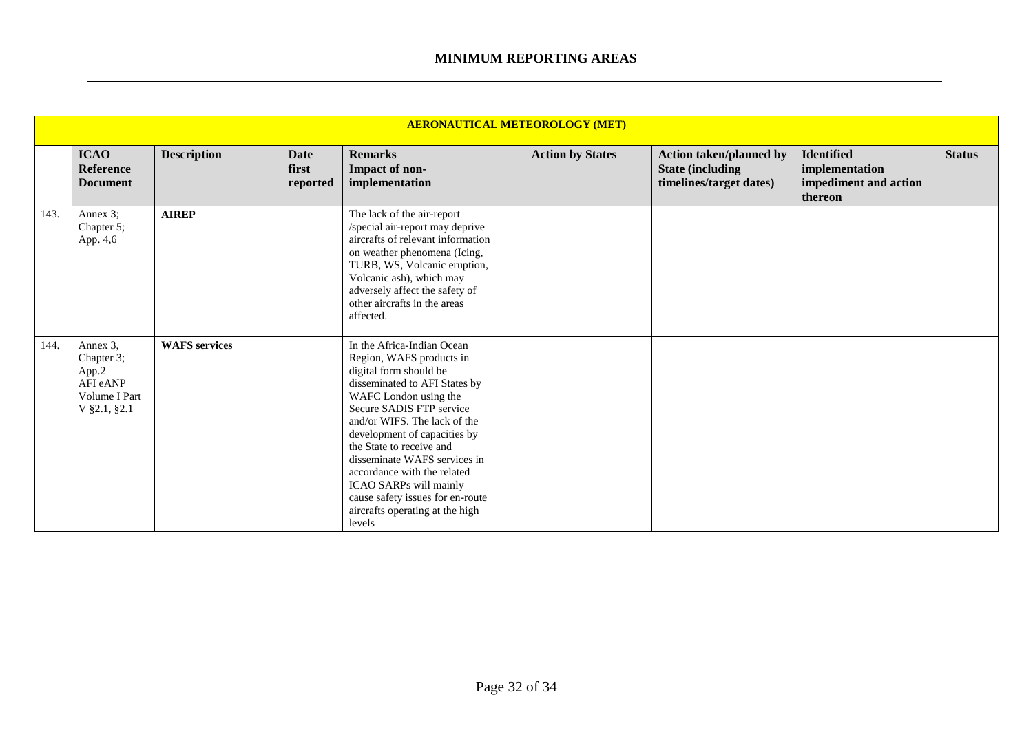## MINIMUM REPORTING AREAS

| AERONAUTICAL METEOROLOGY (MET) | | | | | | | | |
|---|---|---|---|---|---|---|---|---|
| | **ICAO Reference Document** | **Description** | **Date first reported** | **Remarks Impact of non-implementation** | **Action by States** | **Action taken/planned by State (including timelines/target dates)** | **Identified implementation impediment and action thereon** | **Status** |
| 143. | Annex 3; Chapter 5; App. 4,6 | **AIREP** | | The lack of the air-report /special air-report may deprive aircrafts of relevant information on weather phenomena (Icing, TURB, WS, Volcanic eruption, Volcanic ash), which may adversely affect the safety of other aircrafts in the areas affected. | | | | |
| 144. | Annex 3, Chapter 3; App.2 AFI eANP Volume I Part V §2.1, §2.1 | **WAFS services** | | In the Africa-Indian Ocean Region, WAFS products in digital form should be disseminated to AFI States by WAFC London using the Secure SADIS FTP service and/or WIFS. The lack of the development of capacities by the State to receive and disseminate WAFS services in accordance with the related ICAO SARPs will mainly cause safety issues for en-route aircrafts operating at the high levels | | | | |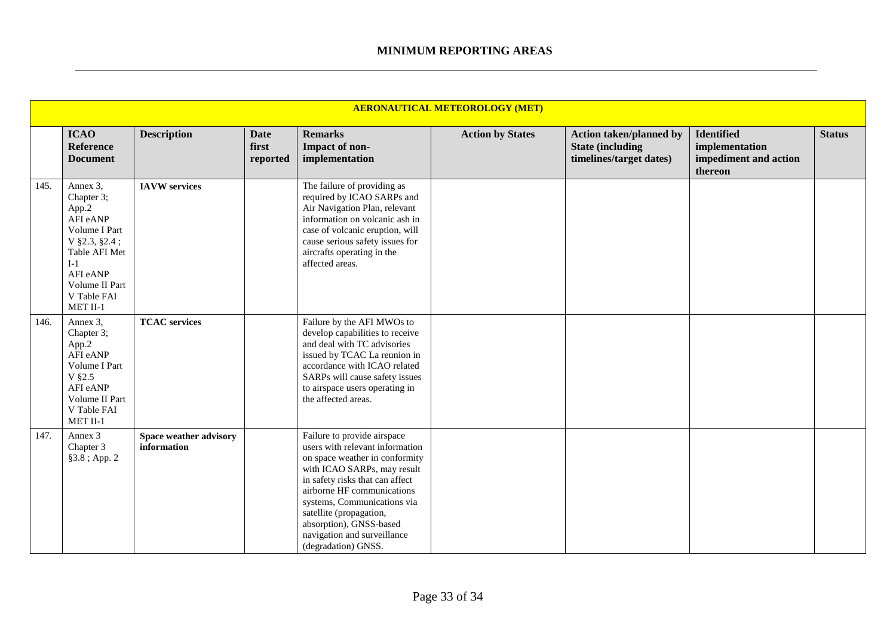## MINIMUM REPORTING AREAS

| AERONAUTICAL METEOROLOGY (MET) | | | | | | | | |
|---|---|---|---|---|---|---|---|---|
| | **ICAO Reference Document** | **Description** | **Date first reported** | **Remarks Impact of non-implementation** | **Action by States** | **Action taken/planned by State (including timelines/target dates)** | **Identified implementation impediment and action thereon** | **Status** |
| 145. | Annex 3, Chapter 3; App.2 AFI eANP Volume I Part V §2.3, §2.4 ; Table AFI Met I-1 AFI eANP Volume II Part V Table FAI MET II-1 | **IAVW services** | | The failure of providing as required by ICAO SARPs and Air Navigation Plan, relevant information on volcanic ash in case of volcanic eruption, will cause serious safety issues for aircrafts operating in the affected areas. | | | | |
| 146. | Annex 3, Chapter 3; App.2 AFI eANP Volume I Part V §2.5 AFI eANP Volume II Part V Table FAI MET II-1 | **TCAC services** | | Failure by the AFI MWOs to develop capabilities to receive and deal with TC advisories issued by TCAC La reunion in accordance with ICAO related SARPs will cause safety issues to airspace users operating in the affected areas. | | | | |
| 147. | Annex 3 Chapter 3 §3.8 ; App. 2 | **Space weather advisory information** | | Failure to provide airspace users with relevant information on space weather in conformity with ICAO SARPs, may result in safety risks that can affect airborne HF communications systems, Communications via satellite (propagation, absorption), GNSS-based navigation and surveillance (degradation) GNSS. | | | | |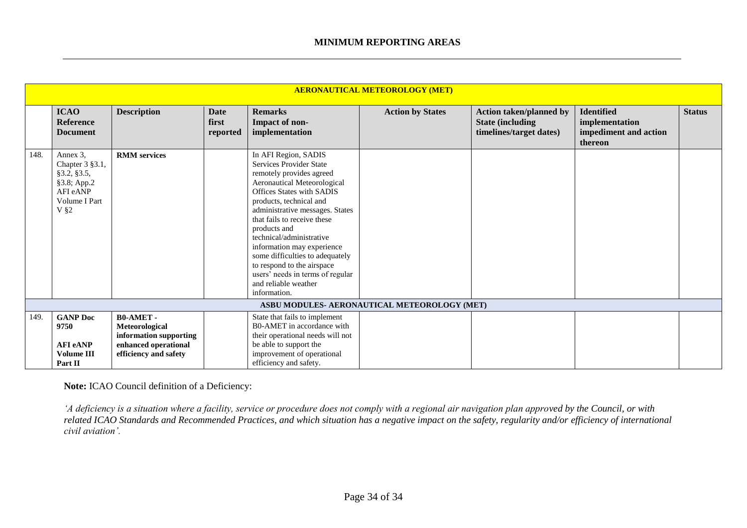## MINIMUM REPORTING AREAS

| | | | | | | | | |
|---|---|---|---|---|---|---|---|---|
| **AERONAUTICAL METEOROLOGY (MET)** | | | | | | | | |
| | **ICAO Reference Document** | **Description** | **Date first reported** | **Remarks Impact of non-implementation** | **Action by States** | **Action taken/planned by State (including timelines/target dates)** | **Identified implementation impediment and action thereon** | **Status** |
| 148. | Annex 3, Chapter 3 §3.1, §3.2, §3.5, §3.8; App.2 AFI eANP Volume I Part V §2 | **RMM services** | | In AFI Region, SADIS Services Provider State remotely provides agreed Aeronautical Meteorological Offices States with SADIS products, technical and administrative messages. States that fails to receive these products and technical/administrative information may experience some difficulties to adequately to respond to the airspace users' needs in terms of regular and reliable weather information. | | | | |
| **ASBU MODULES- AERONAUTICAL METEOROLOGY (MET)** | | | | | | | | |
| 149. | **GANP Doc 9750** **AFI eANP Volume III Part II** | **B0-AMET - Meteorological information supporting enhanced operational efficiency and safety** | | State that fails to implement B0-AMET in accordance with their operational needs will not be able to support the improvement of operational efficiency and safety. | | | | |

**Note:** ICAO Council definition of a Deficiency:

*'A deficiency is a situation where a facility, service or procedure does not comply with a regional air navigation plan approved by the Council, or with related ICAO Standards and Recommended Practices, and which situation has a negative impact on the safety, regularity and/or efficiency of international civil aviation'.*